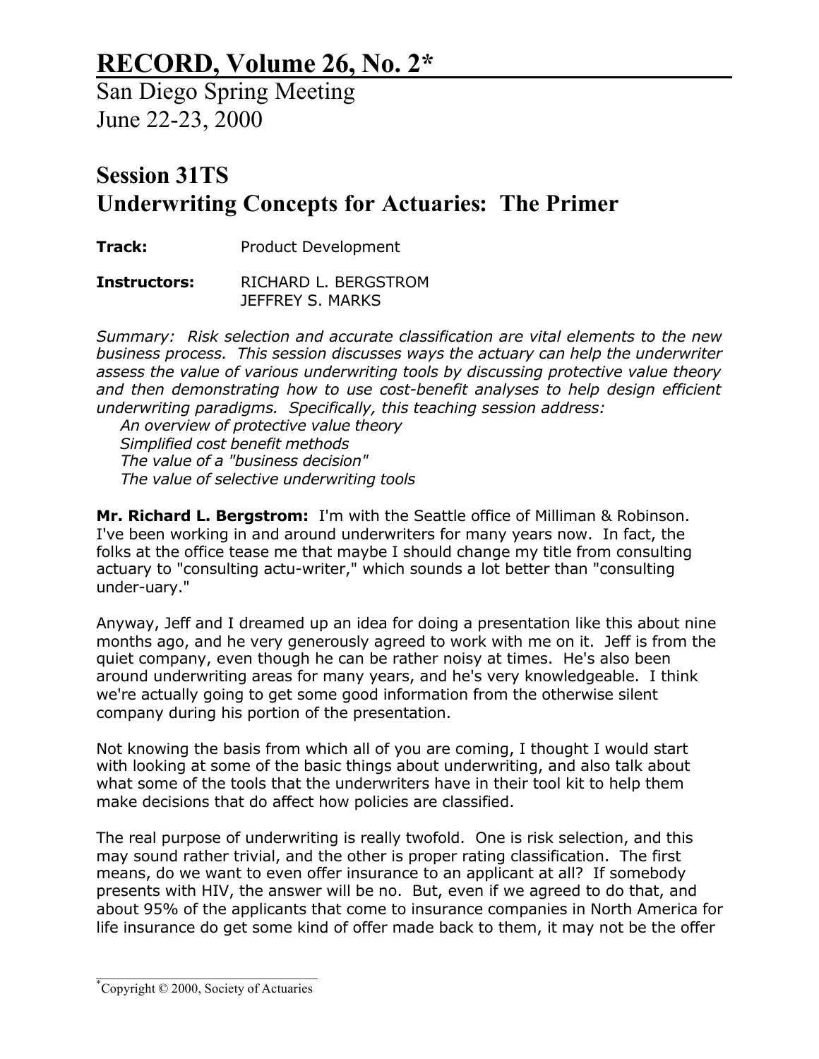# RECORD, Volume 26, No. 2*

San Diego Spring Meeting
June 22-23, 2000

## Session 31TS
## Underwriting Concepts for Actuaries: The Primer

**Track:** Product Development

**Instructors:** RICHARD L. BERGSTROM
JEFFREY S. MARKS

*Summary: Risk selection and accurate classification are vital elements to the new business process. This session discusses ways the actuary can help the underwriter assess the value of various underwriting tools by discussing protective value theory and then demonstrating how to use cost-benefit analyses to help design efficient underwriting paradigms. Specifically, this teaching session address:*

*An overview of protective value theory*
*Simplified cost benefit methods*
*The value of a "business decision"*
*The value of selective underwriting tools*

**Mr. Richard L. Bergstrom:** I'm with the Seattle office of Milliman & Robinson. I've been working in and around underwriters for many years now. In fact, the folks at the office tease me that maybe I should change my title from consulting actuary to "consulting actu-writer," which sounds a lot better than "consulting under-uary."

Anyway, Jeff and I dreamed up an idea for doing a presentation like this about nine months ago, and he very generously agreed to work with me on it. Jeff is from the quiet company, even though he can be rather noisy at times. He's also been around underwriting areas for many years, and he's very knowledgeable. I think we're actually going to get some good information from the otherwise silent company during his portion of the presentation.

Not knowing the basis from which all of you are coming, I thought I would start with looking at some of the basic things about underwriting, and also talk about what some of the tools that the underwriters have in their tool kit to help them make decisions that do affect how policies are classified.

The real purpose of underwriting is really twofold. One is risk selection, and this may sound rather trivial, and the other is proper rating classification. The first means, do we want to even offer insurance to an applicant at all? If somebody presents with HIV, the answer will be no. But, even if we agreed to do that, and about 95% of the applicants that come to insurance companies in North America for life insurance do get some kind of offer made back to them, it may not be the offer

*Copyright © 2000, Society of Actuaries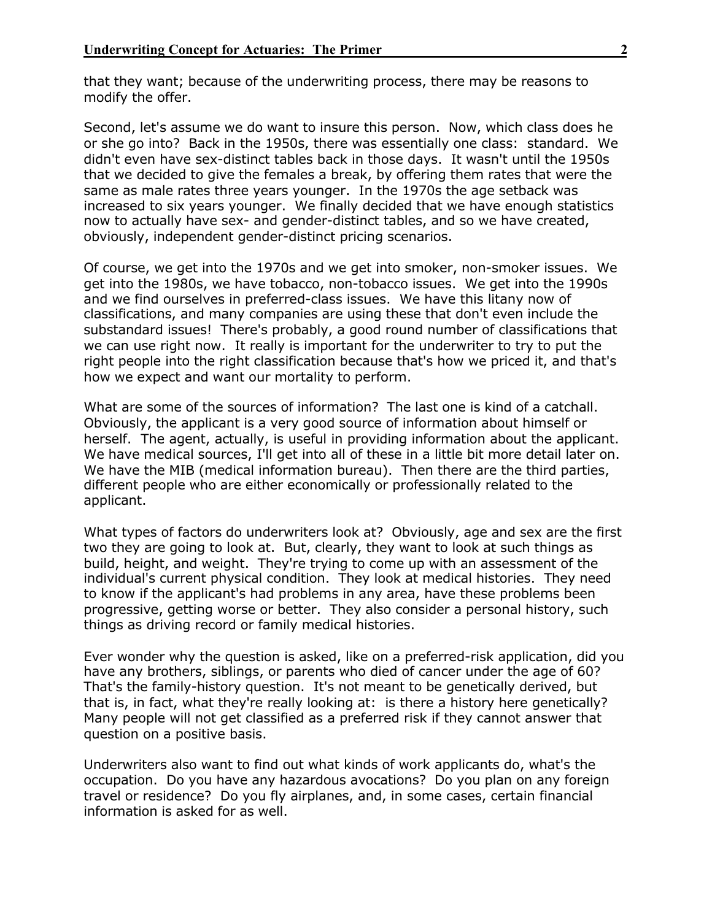that they want; because of the underwriting process, there may be reasons to modify the offer.

Second, let's assume we do want to insure this person. Now, which class does he or she go into? Back in the 1950s, there was essentially one class: standard. We didn't even have sex-distinct tables back in those days. It wasn't until the 1950s that we decided to give the females a break, by offering them rates that were the same as male rates three years younger. In the 1970s the age setback was increased to six years younger. We finally decided that we have enough statistics now to actually have sex- and gender-distinct tables, and so we have created, obviously, independent gender-distinct pricing scenarios.

Of course, we get into the 1970s and we get into smoker, non-smoker issues. We get into the 1980s, we have tobacco, non-tobacco issues. We get into the 1990s and we find ourselves in preferred-class issues. We have this litany now of classifications, and many companies are using these that don't even include the substandard issues! There's probably, a good round number of classifications that we can use right now. It really is important for the underwriter to try to put the right people into the right classification because that's how we priced it, and that's how we expect and want our mortality to perform.

What are some of the sources of information? The last one is kind of a catchall. Obviously, the applicant is a very good source of information about himself or herself. The agent, actually, is useful in providing information about the applicant. We have medical sources, I'll get into all of these in a little bit more detail later on. We have the MIB (medical information bureau). Then there are the third parties, different people who are either economically or professionally related to the applicant.

What types of factors do underwriters look at? Obviously, age and sex are the first two they are going to look at. But, clearly, they want to look at such things as build, height, and weight. They're trying to come up with an assessment of the individual's current physical condition. They look at medical histories. They need to know if the applicant's had problems in any area, have these problems been progressive, getting worse or better. They also consider a personal history, such things as driving record or family medical histories.

Ever wonder why the question is asked, like on a preferred-risk application, did you have any brothers, siblings, or parents who died of cancer under the age of 60? That's the family-history question. It's not meant to be genetically derived, but that is, in fact, what they're really looking at: is there a history here genetically? Many people will not get classified as a preferred risk if they cannot answer that question on a positive basis.

Underwriters also want to find out what kinds of work applicants do, what's the occupation. Do you have any hazardous avocations? Do you plan on any foreign travel or residence? Do you fly airplanes, and, in some cases, certain financial information is asked for as well.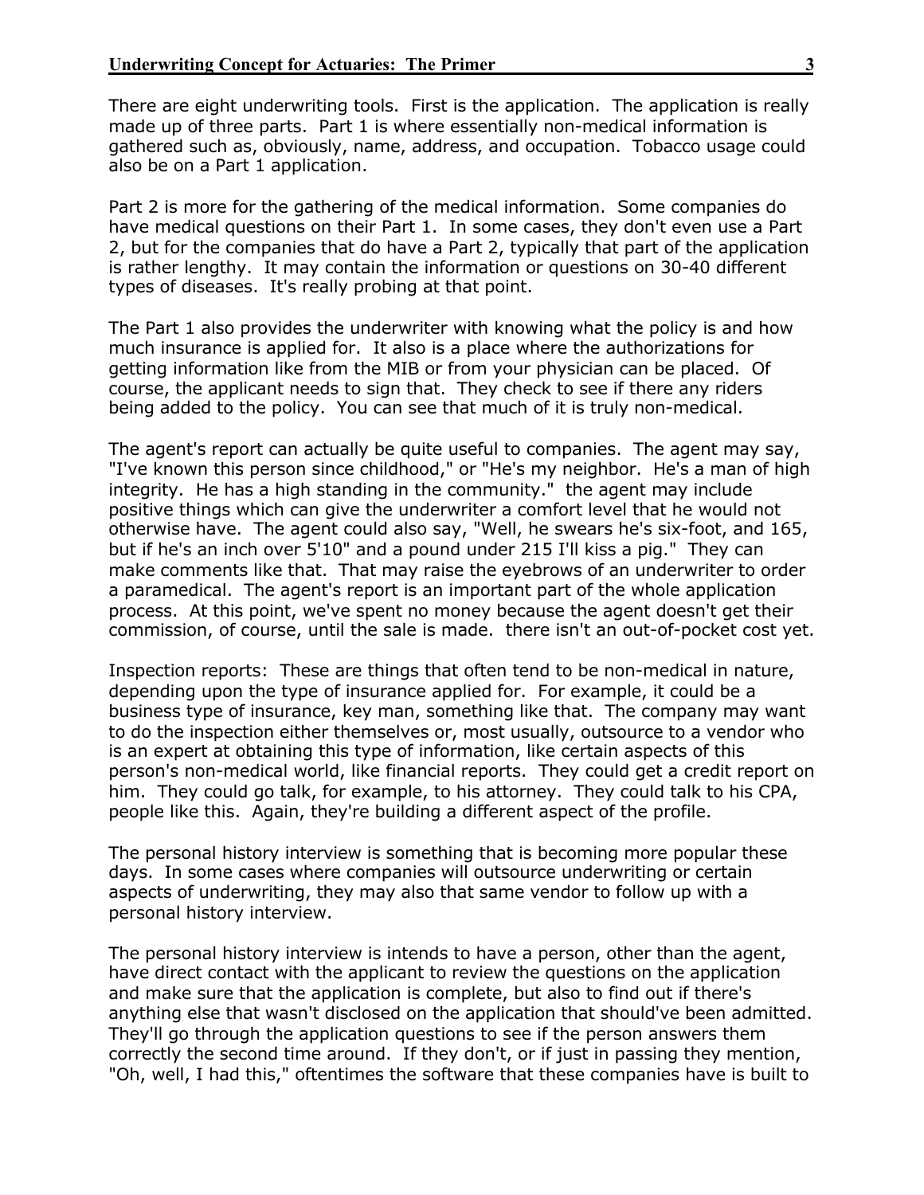There are eight underwriting tools. First is the application. The application is really made up of three parts. Part 1 is where essentially non-medical information is gathered such as, obviously, name, address, and occupation. Tobacco usage could also be on a Part 1 application.

Part 2 is more for the gathering of the medical information. Some companies do have medical questions on their Part 1. In some cases, they don't even use a Part 2, but for the companies that do have a Part 2, typically that part of the application is rather lengthy. It may contain the information or questions on 30-40 different types of diseases. It's really probing at that point.

The Part 1 also provides the underwriter with knowing what the policy is and how much insurance is applied for. It also is a place where the authorizations for getting information like from the MIB or from your physician can be placed. Of course, the applicant needs to sign that. They check to see if there any riders being added to the policy. You can see that much of it is truly non-medical.

The agent's report can actually be quite useful to companies. The agent may say, "I've known this person since childhood," or "He's my neighbor. He's a man of high integrity. He has a high standing in the community." the agent may include positive things which can give the underwriter a comfort level that he would not otherwise have. The agent could also say, "Well, he swears he's six-foot, and 165, but if he's an inch over 5'10" and a pound under 215 I'll kiss a pig." They can make comments like that. That may raise the eyebrows of an underwriter to order a paramedical. The agent's report is an important part of the whole application process. At this point, we've spent no money because the agent doesn't get their commission, of course, until the sale is made. there isn't an out-of-pocket cost yet.

Inspection reports: These are things that often tend to be non-medical in nature, depending upon the type of insurance applied for. For example, it could be a business type of insurance, key man, something like that. The company may want to do the inspection either themselves or, most usually, outsource to a vendor who is an expert at obtaining this type of information, like certain aspects of this person's non-medical world, like financial reports. They could get a credit report on him. They could go talk, for example, to his attorney. They could talk to his CPA, people like this. Again, they're building a different aspect of the profile.

The personal history interview is something that is becoming more popular these days. In some cases where companies will outsource underwriting or certain aspects of underwriting, they may also that same vendor to follow up with a personal history interview.

The personal history interview is intends to have a person, other than the agent, have direct contact with the applicant to review the questions on the application and make sure that the application is complete, but also to find out if there's anything else that wasn't disclosed on the application that should've been admitted. They'll go through the application questions to see if the person answers them correctly the second time around. If they don't, or if just in passing they mention, "Oh, well, I had this," oftentimes the software that these companies have is built to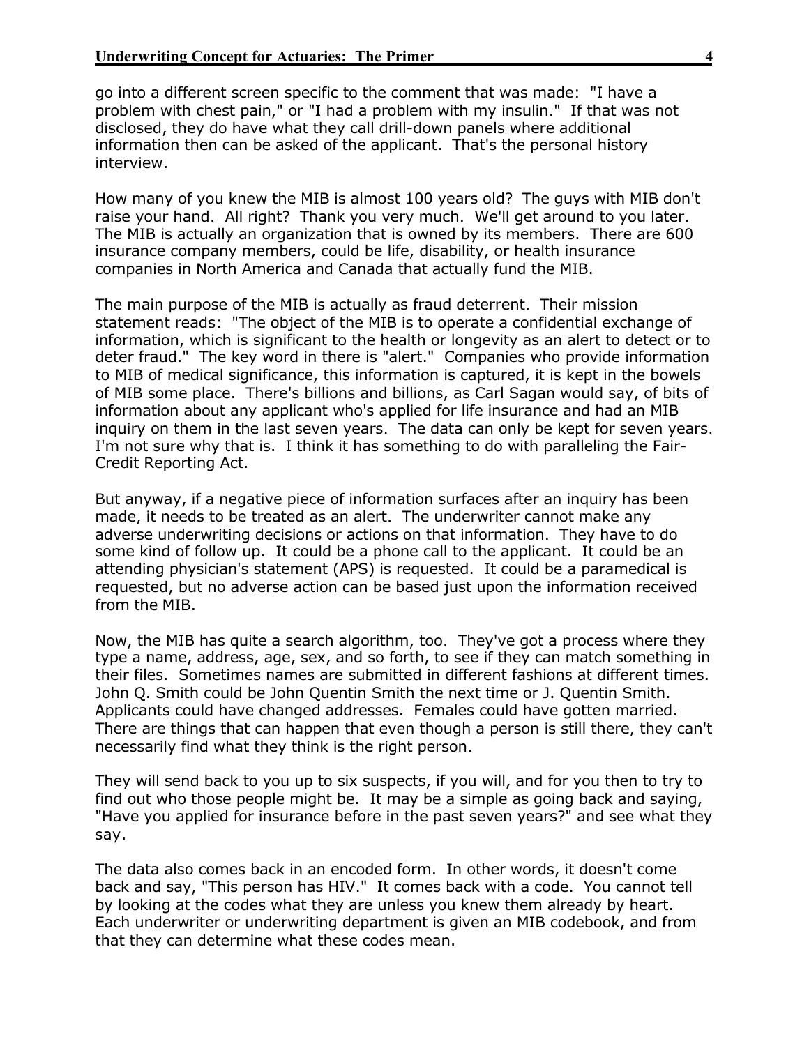go into a different screen specific to the comment that was made: "I have a problem with chest pain," or "I had a problem with my insulin." If that was not disclosed, they do have what they call drill-down panels where additional information then can be asked of the applicant. That's the personal history interview.

How many of you knew the MIB is almost 100 years old? The guys with MIB don't raise your hand. All right? Thank you very much. We'll get around to you later. The MIB is actually an organization that is owned by its members. There are 600 insurance company members, could be life, disability, or health insurance companies in North America and Canada that actually fund the MIB.

The main purpose of the MIB is actually as fraud deterrent. Their mission statement reads: "The object of the MIB is to operate a confidential exchange of information, which is significant to the health or longevity as an alert to detect or to deter fraud." The key word in there is "alert." Companies who provide information to MIB of medical significance, this information is captured, it is kept in the bowels of MIB some place. There's billions and billions, as Carl Sagan would say, of bits of information about any applicant who's applied for life insurance and had an MIB inquiry on them in the last seven years. The data can only be kept for seven years. I'm not sure why that is. I think it has something to do with paralleling the Fair-Credit Reporting Act.

But anyway, if a negative piece of information surfaces after an inquiry has been made, it needs to be treated as an alert. The underwriter cannot make any adverse underwriting decisions or actions on that information. They have to do some kind of follow up. It could be a phone call to the applicant. It could be an attending physician's statement (APS) is requested. It could be a paramedical is requested, but no adverse action can be based just upon the information received from the MIB.

Now, the MIB has quite a search algorithm, too. They've got a process where they type a name, address, age, sex, and so forth, to see if they can match something in their files. Sometimes names are submitted in different fashions at different times. John Q. Smith could be John Quentin Smith the next time or J. Quentin Smith. Applicants could have changed addresses. Females could have gotten married. There are things that can happen that even though a person is still there, they can't necessarily find what they think is the right person.

They will send back to you up to six suspects, if you will, and for you then to try to find out who those people might be. It may be a simple as going back and saying, "Have you applied for insurance before in the past seven years?" and see what they say.

The data also comes back in an encoded form. In other words, it doesn't come back and say, "This person has HIV." It comes back with a code. You cannot tell by looking at the codes what they are unless you knew them already by heart. Each underwriter or underwriting department is given an MIB codebook, and from that they can determine what these codes mean.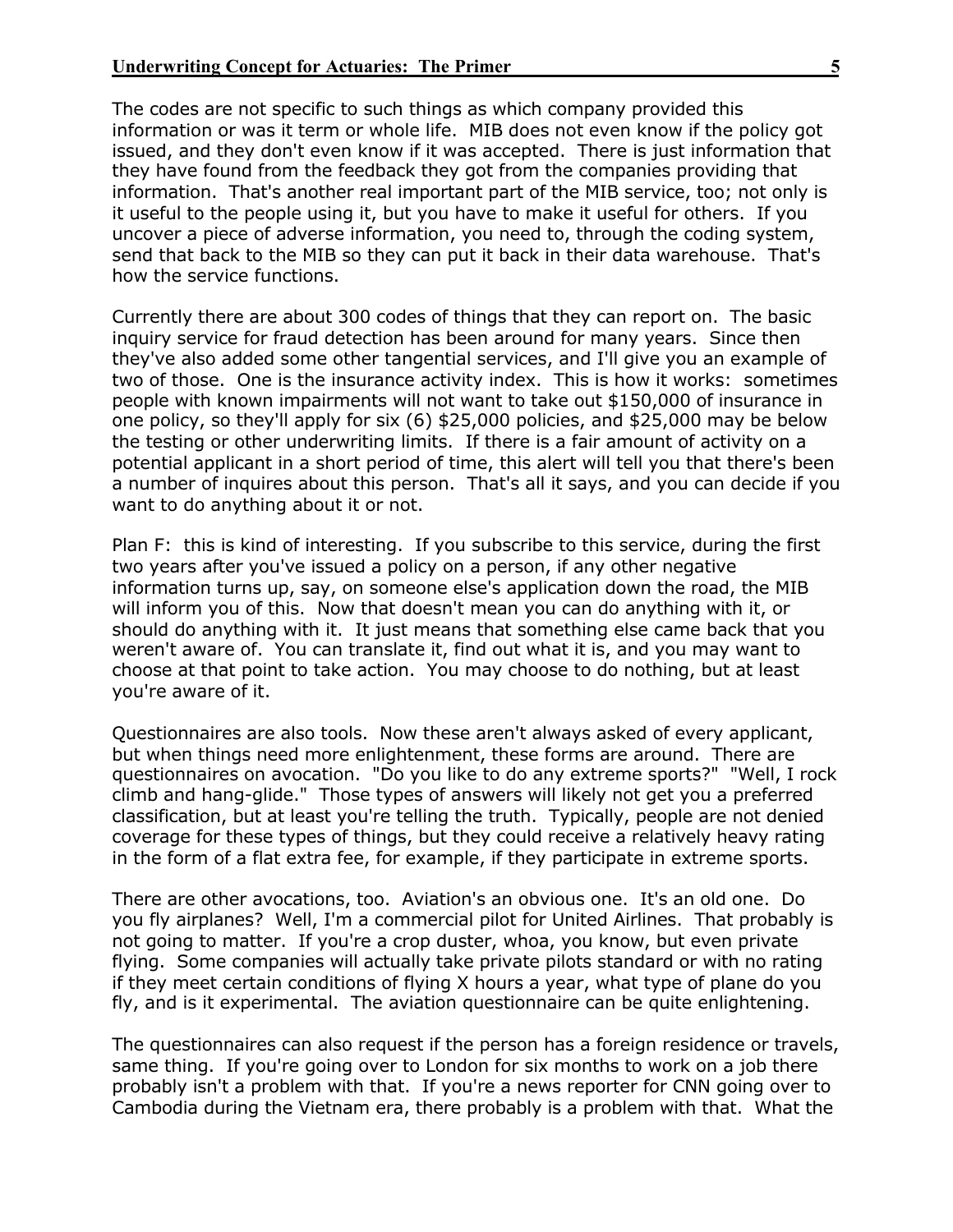The codes are not specific to such things as which company provided this information or was it term or whole life. MIB does not even know if the policy got issued, and they don't even know if it was accepted. There is just information that they have found from the feedback they got from the companies providing that information. That's another real important part of the MIB service, too; not only is it useful to the people using it, but you have to make it useful for others. If you uncover a piece of adverse information, you need to, through the coding system, send that back to the MIB so they can put it back in their data warehouse. That's how the service functions.

Currently there are about 300 codes of things that they can report on. The basic inquiry service for fraud detection has been around for many years. Since then they've also added some other tangential services, and I'll give you an example of two of those. One is the insurance activity index. This is how it works: sometimes people with known impairments will not want to take out $150,000 of insurance in one policy, so they'll apply for six (6) $25,000 policies, and $25,000 may be below the testing or other underwriting limits. If there is a fair amount of activity on a potential applicant in a short period of time, this alert will tell you that there's been a number of inquires about this person. That's all it says, and you can decide if you want to do anything about it or not.

Plan F: this is kind of interesting. If you subscribe to this service, during the first two years after you've issued a policy on a person, if any other negative information turns up, say, on someone else's application down the road, the MIB will inform you of this. Now that doesn't mean you can do anything with it, or should do anything with it. It just means that something else came back that you weren't aware of. You can translate it, find out what it is, and you may want to choose at that point to take action. You may choose to do nothing, but at least you're aware of it.

Questionnaires are also tools. Now these aren't always asked of every applicant, but when things need more enlightenment, these forms are around. There are questionnaires on avocation. "Do you like to do any extreme sports?" "Well, I rock climb and hang-glide." Those types of answers will likely not get you a preferred classification, but at least you're telling the truth. Typically, people are not denied coverage for these types of things, but they could receive a relatively heavy rating in the form of a flat extra fee, for example, if they participate in extreme sports.

There are other avocations, too. Aviation's an obvious one. It's an old one. Do you fly airplanes? Well, I'm a commercial pilot for United Airlines. That probably is not going to matter. If you're a crop duster, whoa, you know, but even private flying. Some companies will actually take private pilots standard or with no rating if they meet certain conditions of flying X hours a year, what type of plane do you fly, and is it experimental. The aviation questionnaire can be quite enlightening.

The questionnaires can also request if the person has a foreign residence or travels, same thing. If you're going over to London for six months to work on a job there probably isn't a problem with that. If you're a news reporter for CNN going over to Cambodia during the Vietnam era, there probably is a problem with that. What the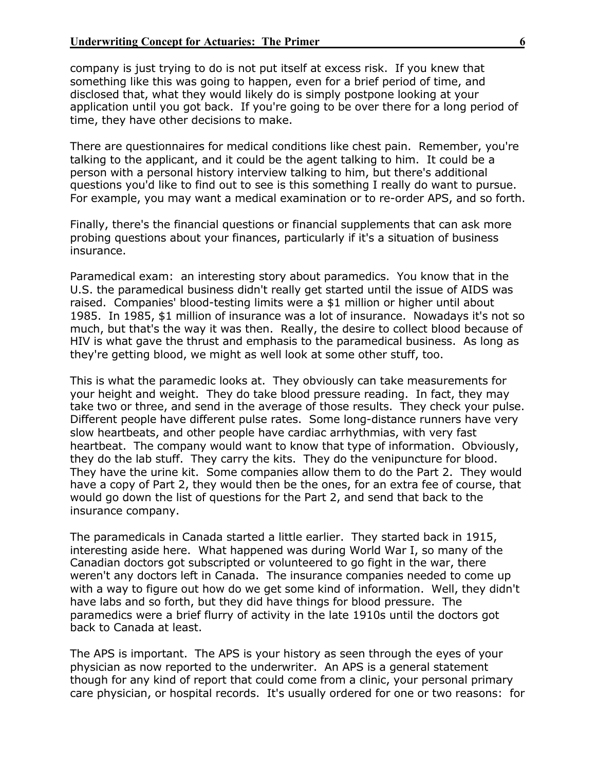company is just trying to do is not put itself at excess risk. If you knew that something like this was going to happen, even for a brief period of time, and disclosed that, what they would likely do is simply postpone looking at your application until you got back. If you're going to be over there for a long period of time, they have other decisions to make.

There are questionnaires for medical conditions like chest pain. Remember, you're talking to the applicant, and it could be the agent talking to him. It could be a person with a personal history interview talking to him, but there's additional questions you'd like to find out to see is this something I really do want to pursue. For example, you may want a medical examination or to re-order APS, and so forth.

Finally, there's the financial questions or financial supplements that can ask more probing questions about your finances, particularly if it's a situation of business insurance.

Paramedical exam: an interesting story about paramedics. You know that in the U.S. the paramedical business didn't really get started until the issue of AIDS was raised. Companies' blood-testing limits were a $1 million or higher until about 1985. In 1985, $1 million of insurance was a lot of insurance. Nowadays it's not so much, but that's the way it was then. Really, the desire to collect blood because of HIV is what gave the thrust and emphasis to the paramedical business. As long as they're getting blood, we might as well look at some other stuff, too.

This is what the paramedic looks at. They obviously can take measurements for your height and weight. They do take blood pressure reading. In fact, they may take two or three, and send in the average of those results. They check your pulse. Different people have different pulse rates. Some long-distance runners have very slow heartbeats, and other people have cardiac arrhythmias, with very fast heartbeat. The company would want to know that type of information. Obviously, they do the lab stuff. They carry the kits. They do the venipuncture for blood. They have the urine kit. Some companies allow them to do the Part 2. They would have a copy of Part 2, they would then be the ones, for an extra fee of course, that would go down the list of questions for the Part 2, and send that back to the insurance company.

The paramedicals in Canada started a little earlier. They started back in 1915, interesting aside here. What happened was during World War I, so many of the Canadian doctors got subscripted or volunteered to go fight in the war, there weren't any doctors left in Canada. The insurance companies needed to come up with a way to figure out how do we get some kind of information. Well, they didn't have labs and so forth, but they did have things for blood pressure. The paramedics were a brief flurry of activity in the late 1910s until the doctors got back to Canada at least.

The APS is important. The APS is your history as seen through the eyes of your physician as now reported to the underwriter. An APS is a general statement though for any kind of report that could come from a clinic, your personal primary care physician, or hospital records. It's usually ordered for one or two reasons: for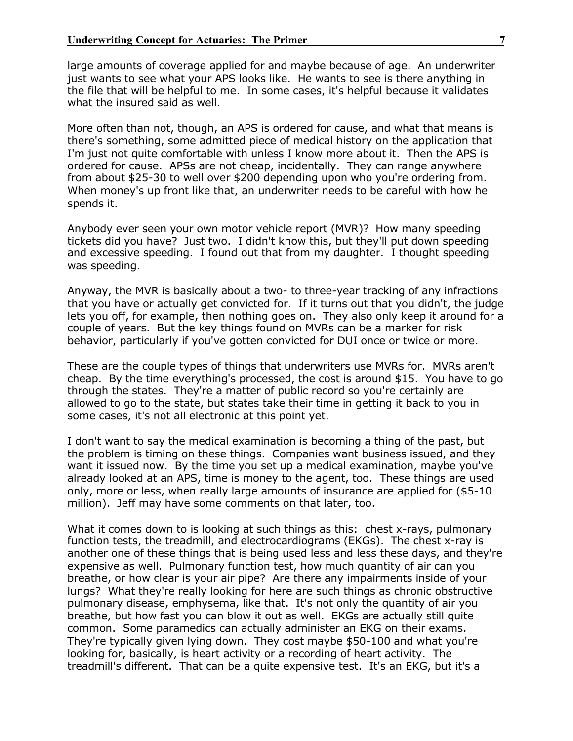large amounts of coverage applied for and maybe because of age. An underwriter just wants to see what your APS looks like. He wants to see is there anything in the file that will be helpful to me. In some cases, it's helpful because it validates what the insured said as well.

More often than not, though, an APS is ordered for cause, and what that means is there's something, some admitted piece of medical history on the application that I'm just not quite comfortable with unless I know more about it. Then the APS is ordered for cause. APSs are not cheap, incidentally. They can range anywhere from about $25-30 to well over $200 depending upon who you're ordering from. When money's up front like that, an underwriter needs to be careful with how he spends it.

Anybody ever seen your own motor vehicle report (MVR)? How many speeding tickets did you have? Just two. I didn't know this, but they'll put down speeding and excessive speeding. I found out that from my daughter. I thought speeding was speeding.

Anyway, the MVR is basically about a two- to three-year tracking of any infractions that you have or actually get convicted for. If it turns out that you didn't, the judge lets you off, for example, then nothing goes on. They also only keep it around for a couple of years. But the key things found on MVRs can be a marker for risk behavior, particularly if you've gotten convicted for DUI once or twice or more.

These are the couple types of things that underwriters use MVRs for. MVRs aren't cheap. By the time everything's processed, the cost is around $15. You have to go through the states. They're a matter of public record so you're certainly are allowed to go to the state, but states take their time in getting it back to you in some cases, it's not all electronic at this point yet.

I don't want to say the medical examination is becoming a thing of the past, but the problem is timing on these things. Companies want business issued, and they want it issued now. By the time you set up a medical examination, maybe you've already looked at an APS, time is money to the agent, too. These things are used only, more or less, when really large amounts of insurance are applied for ($5-10 million). Jeff may have some comments on that later, too.

What it comes down to is looking at such things as this: chest x-rays, pulmonary function tests, the treadmill, and electrocardiograms (EKGs). The chest x-ray is another one of these things that is being used less and less these days, and they're expensive as well. Pulmonary function test, how much quantity of air can you breathe, or how clear is your air pipe? Are there any impairments inside of your lungs? What they're really looking for here are such things as chronic obstructive pulmonary disease, emphysema, like that. It's not only the quantity of air you breathe, but how fast you can blow it out as well. EKGs are actually still quite common. Some paramedics can actually administer an EKG on their exams. They're typically given lying down. They cost maybe $50-100 and what you're looking for, basically, is heart activity or a recording of heart activity. The treadmill's different. That can be a quite expensive test. It's an EKG, but it's a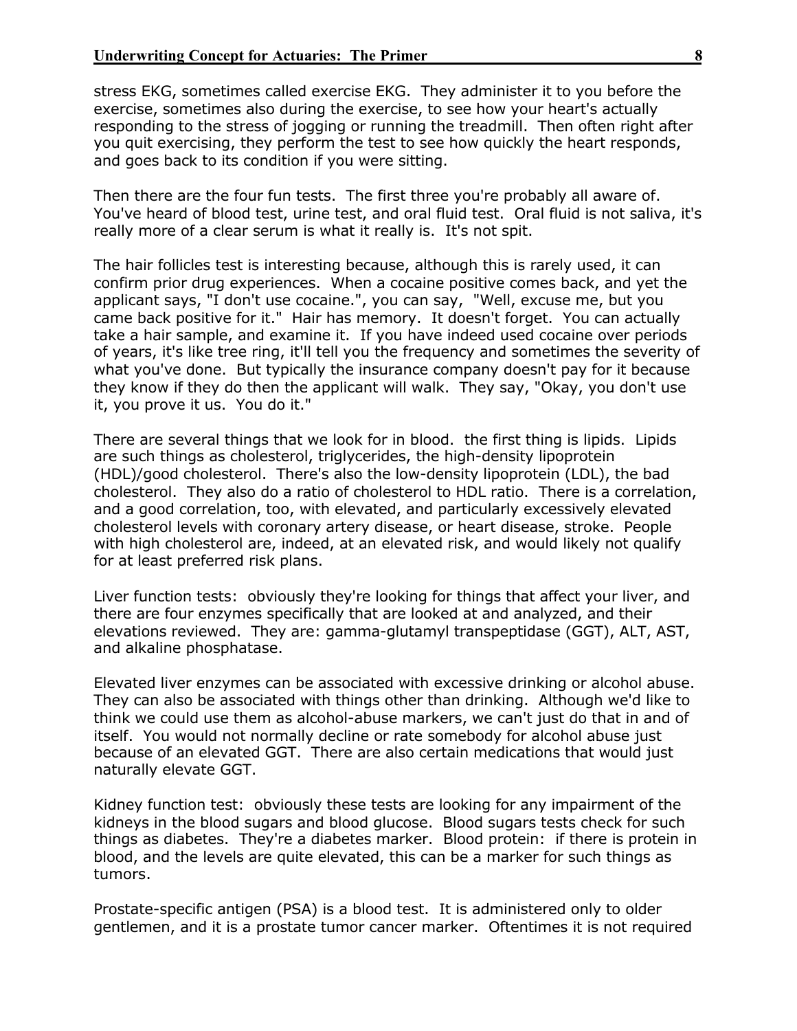stress EKG, sometimes called exercise EKG. They administer it to you before the exercise, sometimes also during the exercise, to see how your heart's actually responding to the stress of jogging or running the treadmill. Then often right after you quit exercising, they perform the test to see how quickly the heart responds, and goes back to its condition if you were sitting.

Then there are the four fun tests. The first three you're probably all aware of. You've heard of blood test, urine test, and oral fluid test. Oral fluid is not saliva, it's really more of a clear serum is what it really is. It's not spit.

The hair follicles test is interesting because, although this is rarely used, it can confirm prior drug experiences. When a cocaine positive comes back, and yet the applicant says, "I don't use cocaine.", you can say, "Well, excuse me, but you came back positive for it." Hair has memory. It doesn't forget. You can actually take a hair sample, and examine it. If you have indeed used cocaine over periods of years, it's like tree ring, it'll tell you the frequency and sometimes the severity of what you've done. But typically the insurance company doesn't pay for it because they know if they do then the applicant will walk. They say, "Okay, you don't use it, you prove it us. You do it."

There are several things that we look for in blood. the first thing is lipids. Lipids are such things as cholesterol, triglycerides, the high-density lipoprotein (HDL)/good cholesterol. There's also the low-density lipoprotein (LDL), the bad cholesterol. They also do a ratio of cholesterol to HDL ratio. There is a correlation, and a good correlation, too, with elevated, and particularly excessively elevated cholesterol levels with coronary artery disease, or heart disease, stroke. People with high cholesterol are, indeed, at an elevated risk, and would likely not qualify for at least preferred risk plans.

Liver function tests: obviously they're looking for things that affect your liver, and there are four enzymes specifically that are looked at and analyzed, and their elevations reviewed. They are: gamma-glutamyl transpeptidase (GGT), ALT, AST, and alkaline phosphatase.

Elevated liver enzymes can be associated with excessive drinking or alcohol abuse. They can also be associated with things other than drinking. Although we'd like to think we could use them as alcohol-abuse markers, we can't just do that in and of itself. You would not normally decline or rate somebody for alcohol abuse just because of an elevated GGT. There are also certain medications that would just naturally elevate GGT.

Kidney function test: obviously these tests are looking for any impairment of the kidneys in the blood sugars and blood glucose. Blood sugars tests check for such things as diabetes. They're a diabetes marker. Blood protein: if there is protein in blood, and the levels are quite elevated, this can be a marker for such things as tumors.

Prostate-specific antigen (PSA) is a blood test. It is administered only to older gentlemen, and it is a prostate tumor cancer marker. Oftentimes it is not required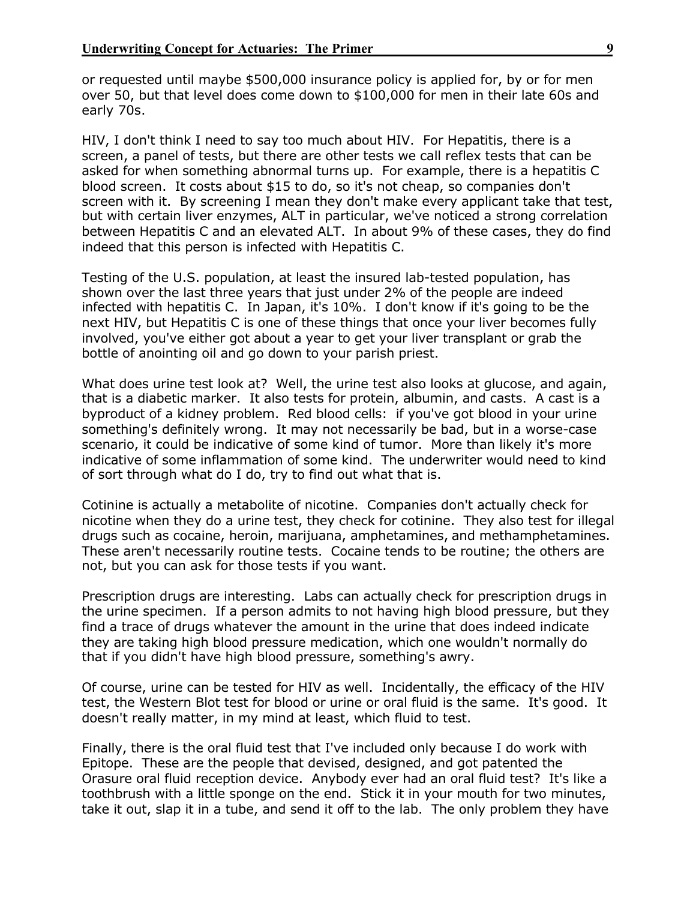or requested until maybe $500,000 insurance policy is applied for, by or for men over 50, but that level does come down to $100,000 for men in their late 60s and early 70s.

HIV, I don't think I need to say too much about HIV. For Hepatitis, there is a screen, a panel of tests, but there are other tests we call reflex tests that can be asked for when something abnormal turns up. For example, there is a hepatitis C blood screen. It costs about $15 to do, so it's not cheap, so companies don't screen with it. By screening I mean they don't make every applicant take that test, but with certain liver enzymes, ALT in particular, we've noticed a strong correlation between Hepatitis C and an elevated ALT. In about 9% of these cases, they do find indeed that this person is infected with Hepatitis C.

Testing of the U.S. population, at least the insured lab-tested population, has shown over the last three years that just under 2% of the people are indeed infected with hepatitis C. In Japan, it's 10%. I don't know if it's going to be the next HIV, but Hepatitis C is one of these things that once your liver becomes fully involved, you've either got about a year to get your liver transplant or grab the bottle of anointing oil and go down to your parish priest.

What does urine test look at? Well, the urine test also looks at glucose, and again, that is a diabetic marker. It also tests for protein, albumin, and casts. A cast is a byproduct of a kidney problem. Red blood cells: if you've got blood in your urine something's definitely wrong. It may not necessarily be bad, but in a worse-case scenario, it could be indicative of some kind of tumor. More than likely it's more indicative of some inflammation of some kind. The underwriter would need to kind of sort through what do I do, try to find out what that is.

Cotinine is actually a metabolite of nicotine. Companies don't actually check for nicotine when they do a urine test, they check for cotinine. They also test for illegal drugs such as cocaine, heroin, marijuana, amphetamines, and methamphetamines. These aren't necessarily routine tests. Cocaine tends to be routine; the others are not, but you can ask for those tests if you want.

Prescription drugs are interesting. Labs can actually check for prescription drugs in the urine specimen. If a person admits to not having high blood pressure, but they find a trace of drugs whatever the amount in the urine that does indeed indicate they are taking high blood pressure medication, which one wouldn't normally do that if you didn't have high blood pressure, something's awry.

Of course, urine can be tested for HIV as well. Incidentally, the efficacy of the HIV test, the Western Blot test for blood or urine or oral fluid is the same. It's good. It doesn't really matter, in my mind at least, which fluid to test.

Finally, there is the oral fluid test that I've included only because I do work with Epitope. These are the people that devised, designed, and got patented the Orasure oral fluid reception device. Anybody ever had an oral fluid test? It's like a toothbrush with a little sponge on the end. Stick it in your mouth for two minutes, take it out, slap it in a tube, and send it off to the lab. The only problem they have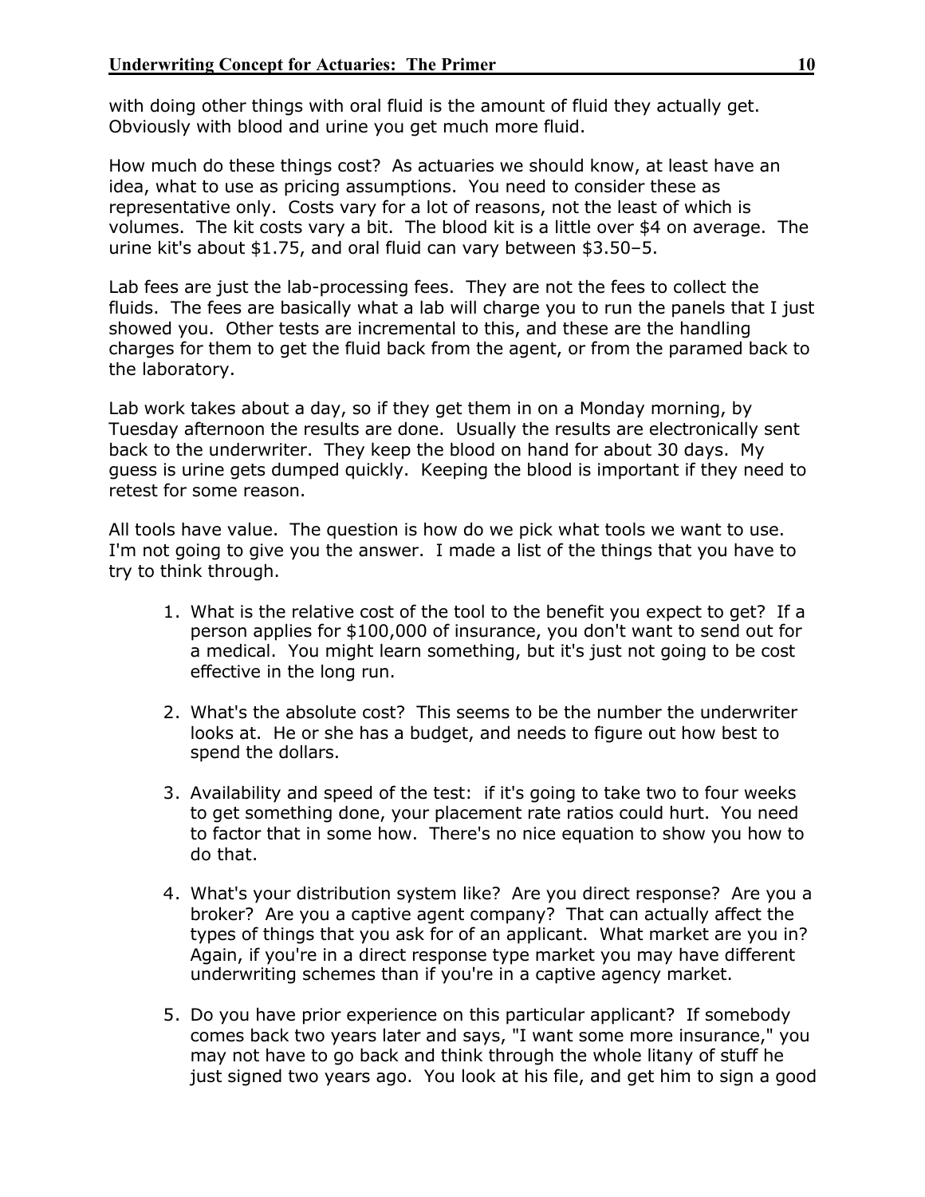with doing other things with oral fluid is the amount of fluid they actually get. Obviously with blood and urine you get much more fluid.

How much do these things cost? As actuaries we should know, at least have an idea, what to use as pricing assumptions. You need to consider these as representative only. Costs vary for a lot of reasons, not the least of which is volumes. The kit costs vary a bit. The blood kit is a little over $4 on average. The urine kit's about $1.75, and oral fluid can vary between $3.50–5.

Lab fees are just the lab-processing fees. They are not the fees to collect the fluids. The fees are basically what a lab will charge you to run the panels that I just showed you. Other tests are incremental to this, and these are the handling charges for them to get the fluid back from the agent, or from the paramed back to the laboratory.

Lab work takes about a day, so if they get them in on a Monday morning, by Tuesday afternoon the results are done. Usually the results are electronically sent back to the underwriter. They keep the blood on hand for about 30 days. My guess is urine gets dumped quickly. Keeping the blood is important if they need to retest for some reason.

All tools have value. The question is how do we pick what tools we want to use. I'm not going to give you the answer. I made a list of the things that you have to try to think through.

1. What is the relative cost of the tool to the benefit you expect to get? If a person applies for $100,000 of insurance, you don't want to send out for a medical. You might learn something, but it's just not going to be cost effective in the long run.

2. What's the absolute cost? This seems to be the number the underwriter looks at. He or she has a budget, and needs to figure out how best to spend the dollars.

3. Availability and speed of the test: if it's going to take two to four weeks to get something done, your placement rate ratios could hurt. You need to factor that in some how. There's no nice equation to show you how to do that.

4. What's your distribution system like? Are you direct response? Are you a broker? Are you a captive agent company? That can actually affect the types of things that you ask for of an applicant. What market are you in? Again, if you're in a direct response type market you may have different underwriting schemes than if you're in a captive agency market.

5. Do you have prior experience on this particular applicant? If somebody comes back two years later and says, "I want some more insurance," you may not have to go back and think through the whole litany of stuff he just signed two years ago. You look at his file, and get him to sign a good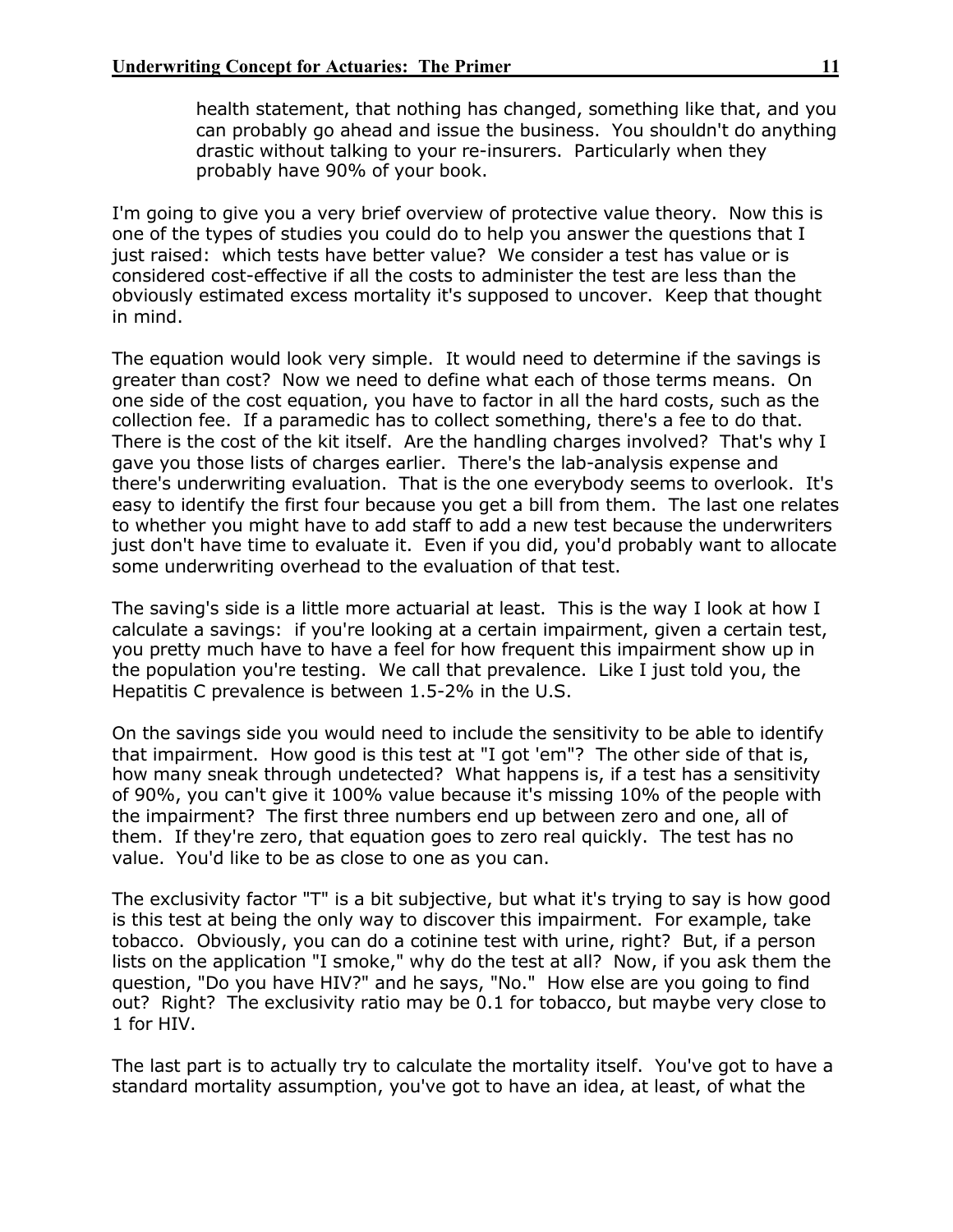health statement, that nothing has changed, something like that, and you can probably go ahead and issue the business. You shouldn't do anything drastic without talking to your re-insurers. Particularly when they probably have 90% of your book.

I'm going to give you a very brief overview of protective value theory. Now this is one of the types of studies you could do to help you answer the questions that I just raised: which tests have better value? We consider a test has value or is considered cost-effective if all the costs to administer the test are less than the obviously estimated excess mortality it's supposed to uncover. Keep that thought in mind.

The equation would look very simple. It would need to determine if the savings is greater than cost? Now we need to define what each of those terms means. On one side of the cost equation, you have to factor in all the hard costs, such as the collection fee. If a paramedic has to collect something, there's a fee to do that. There is the cost of the kit itself. Are the handling charges involved? That's why I gave you those lists of charges earlier. There's the lab-analysis expense and there's underwriting evaluation. That is the one everybody seems to overlook. It's easy to identify the first four because you get a bill from them. The last one relates to whether you might have to add staff to add a new test because the underwriters just don't have time to evaluate it. Even if you did, you'd probably want to allocate some underwriting overhead to the evaluation of that test.

The saving's side is a little more actuarial at least. This is the way I look at how I calculate a savings: if you're looking at a certain impairment, given a certain test, you pretty much have to have a feel for how frequent this impairment show up in the population you're testing. We call that prevalence. Like I just told you, the Hepatitis C prevalence is between 1.5-2% in the U.S.

On the savings side you would need to include the sensitivity to be able to identify that impairment. How good is this test at "I got 'em"? The other side of that is, how many sneak through undetected? What happens is, if a test has a sensitivity of 90%, you can't give it 100% value because it's missing 10% of the people with the impairment? The first three numbers end up between zero and one, all of them. If they're zero, that equation goes to zero real quickly. The test has no value. You'd like to be as close to one as you can.

The exclusivity factor "T" is a bit subjective, but what it's trying to say is how good is this test at being the only way to discover this impairment. For example, take tobacco. Obviously, you can do a cotinine test with urine, right? But, if a person lists on the application "I smoke," why do the test at all? Now, if you ask them the question, "Do you have HIV?" and he says, "No." How else are you going to find out? Right? The exclusivity ratio may be 0.1 for tobacco, but maybe very close to 1 for HIV.

The last part is to actually try to calculate the mortality itself. You've got to have a standard mortality assumption, you've got to have an idea, at least, of what the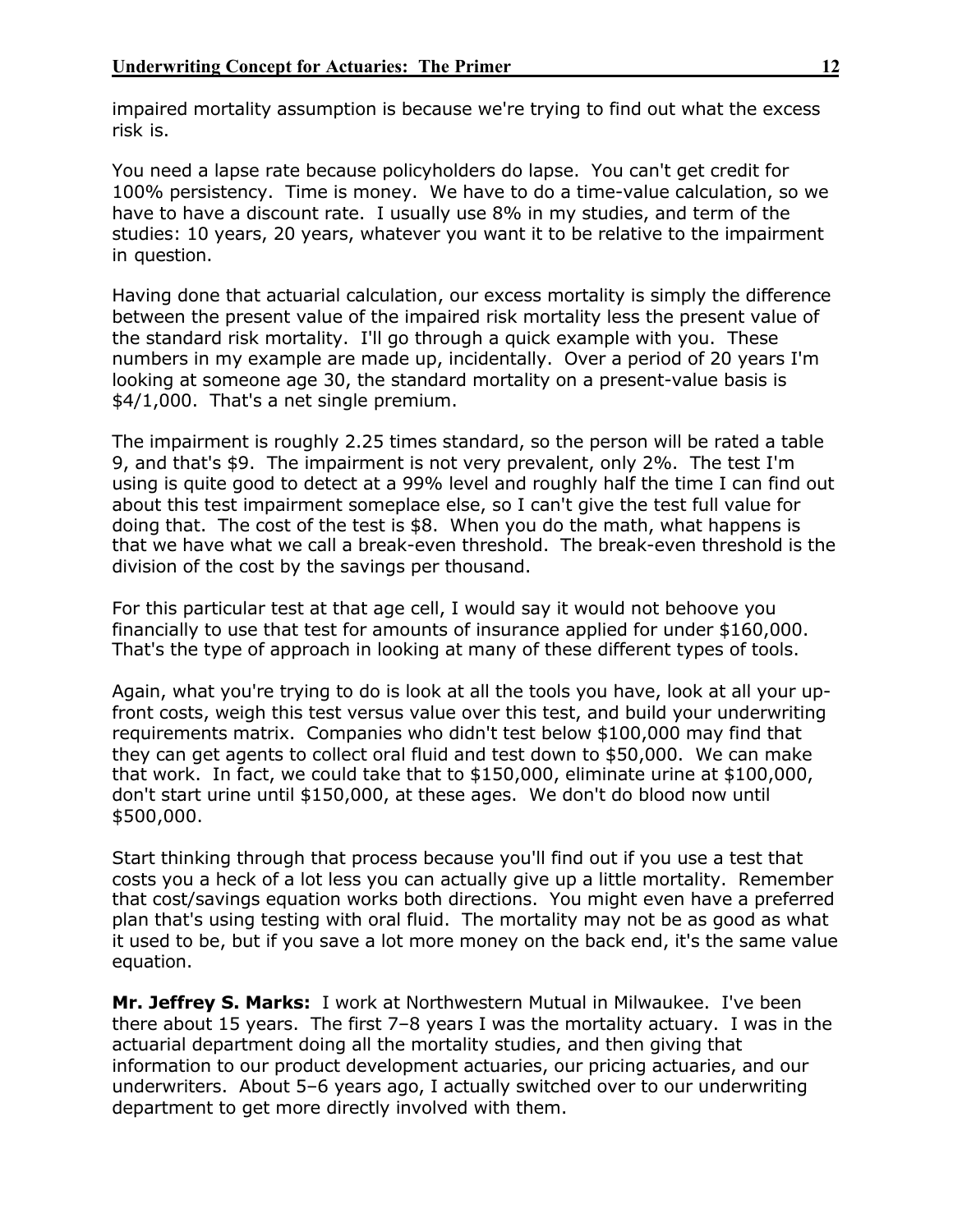impaired mortality assumption is because we're trying to find out what the excess risk is.

You need a lapse rate because policyholders do lapse. You can't get credit for 100% persistency. Time is money. We have to do a time-value calculation, so we have to have a discount rate. I usually use 8% in my studies, and term of the studies: 10 years, 20 years, whatever you want it to be relative to the impairment in question.

Having done that actuarial calculation, our excess mortality is simply the difference between the present value of the impaired risk mortality less the present value of the standard risk mortality. I'll go through a quick example with you. These numbers in my example are made up, incidentally. Over a period of 20 years I'm looking at someone age 30, the standard mortality on a present-value basis is $4/1,000. That's a net single premium.

The impairment is roughly 2.25 times standard, so the person will be rated a table 9, and that's $9. The impairment is not very prevalent, only 2%. The test I'm using is quite good to detect at a 99% level and roughly half the time I can find out about this test impairment someplace else, so I can't give the test full value for doing that. The cost of the test is $8. When you do the math, what happens is that we have what we call a break-even threshold. The break-even threshold is the division of the cost by the savings per thousand.

For this particular test at that age cell, I would say it would not behoove you financially to use that test for amounts of insurance applied for under $160,000. That's the type of approach in looking at many of these different types of tools.

Again, what you're trying to do is look at all the tools you have, look at all your up-front costs, weigh this test versus value over this test, and build your underwriting requirements matrix. Companies who didn't test below $100,000 may find that they can get agents to collect oral fluid and test down to $50,000. We can make that work. In fact, we could take that to $150,000, eliminate urine at $100,000, don't start urine until $150,000, at these ages. We don't do blood now until $500,000.

Start thinking through that process because you'll find out if you use a test that costs you a heck of a lot less you can actually give up a little mortality. Remember that cost/savings equation works both directions. You might even have a preferred plan that's using testing with oral fluid. The mortality may not be as good as what it used to be, but if you save a lot more money on the back end, it's the same value equation.

**Mr. Jeffrey S. Marks:** I work at Northwestern Mutual in Milwaukee. I've been there about 15 years. The first 7–8 years I was the mortality actuary. I was in the actuarial department doing all the mortality studies, and then giving that information to our product development actuaries, our pricing actuaries, and our underwriters. About 5–6 years ago, I actually switched over to our underwriting department to get more directly involved with them.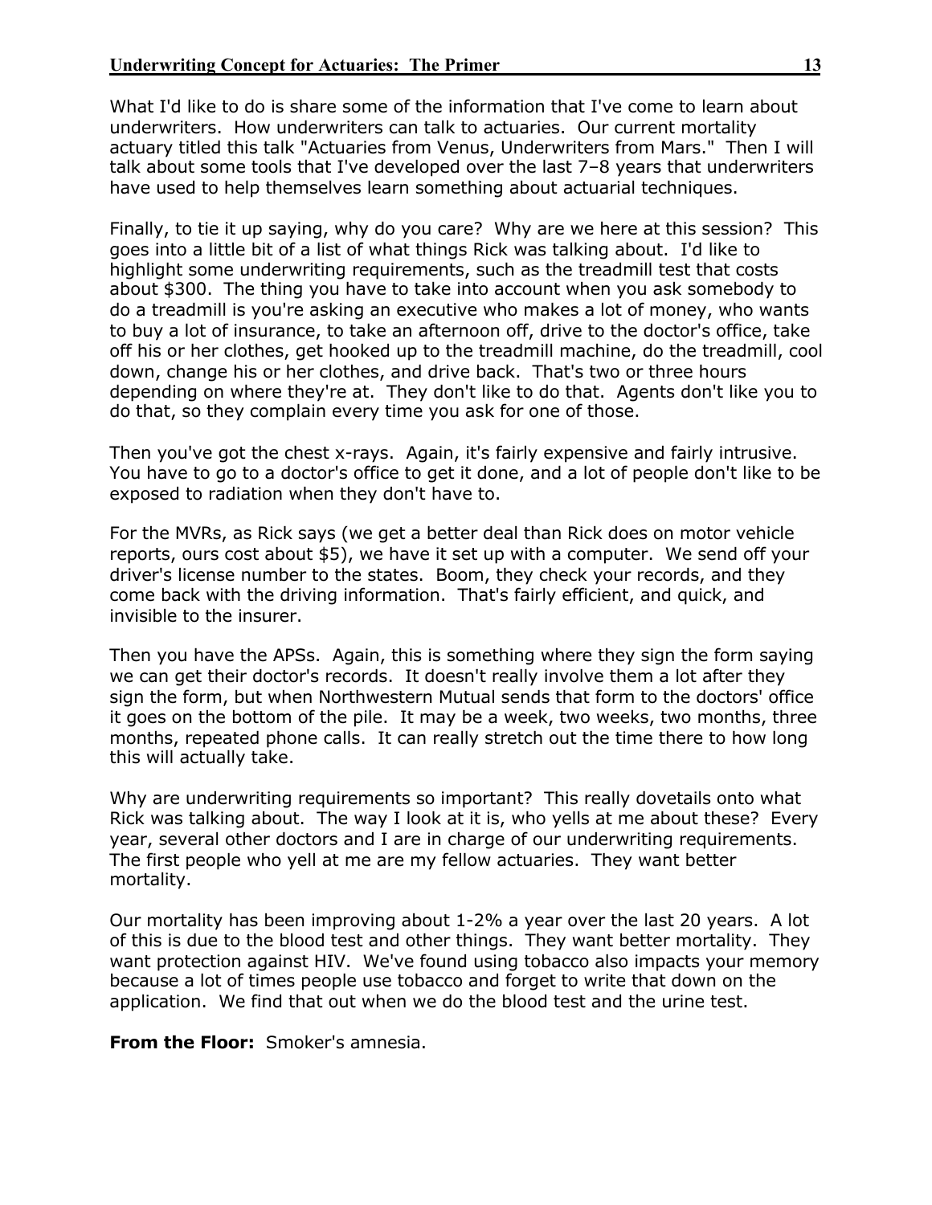What I'd like to do is share some of the information that I've come to learn about underwriters. How underwriters can talk to actuaries. Our current mortality actuary titled this talk "Actuaries from Venus, Underwriters from Mars." Then I will talk about some tools that I've developed over the last 7–8 years that underwriters have used to help themselves learn something about actuarial techniques.

Finally, to tie it up saying, why do you care? Why are we here at this session? This goes into a little bit of a list of what things Rick was talking about. I'd like to highlight some underwriting requirements, such as the treadmill test that costs about $300. The thing you have to take into account when you ask somebody to do a treadmill is you're asking an executive who makes a lot of money, who wants to buy a lot of insurance, to take an afternoon off, drive to the doctor's office, take off his or her clothes, get hooked up to the treadmill machine, do the treadmill, cool down, change his or her clothes, and drive back. That's two or three hours depending on where they're at. They don't like to do that. Agents don't like you to do that, so they complain every time you ask for one of those.

Then you've got the chest x-rays. Again, it's fairly expensive and fairly intrusive. You have to go to a doctor's office to get it done, and a lot of people don't like to be exposed to radiation when they don't have to.

For the MVRs, as Rick says (we get a better deal than Rick does on motor vehicle reports, ours cost about $5), we have it set up with a computer. We send off your driver's license number to the states. Boom, they check your records, and they come back with the driving information. That's fairly efficient, and quick, and invisible to the insurer.

Then you have the APSs. Again, this is something where they sign the form saying we can get their doctor's records. It doesn't really involve them a lot after they sign the form, but when Northwestern Mutual sends that form to the doctors' office it goes on the bottom of the pile. It may be a week, two weeks, two months, three months, repeated phone calls. It can really stretch out the time there to how long this will actually take.

Why are underwriting requirements so important? This really dovetails onto what Rick was talking about. The way I look at it is, who yells at me about these? Every year, several other doctors and I are in charge of our underwriting requirements. The first people who yell at me are my fellow actuaries. They want better mortality.

Our mortality has been improving about 1-2% a year over the last 20 years. A lot of this is due to the blood test and other things. They want better mortality. They want protection against HIV. We've found using tobacco also impacts your memory because a lot of times people use tobacco and forget to write that down on the application. We find that out when we do the blood test and the urine test.

**From the Floor:** Smoker's amnesia.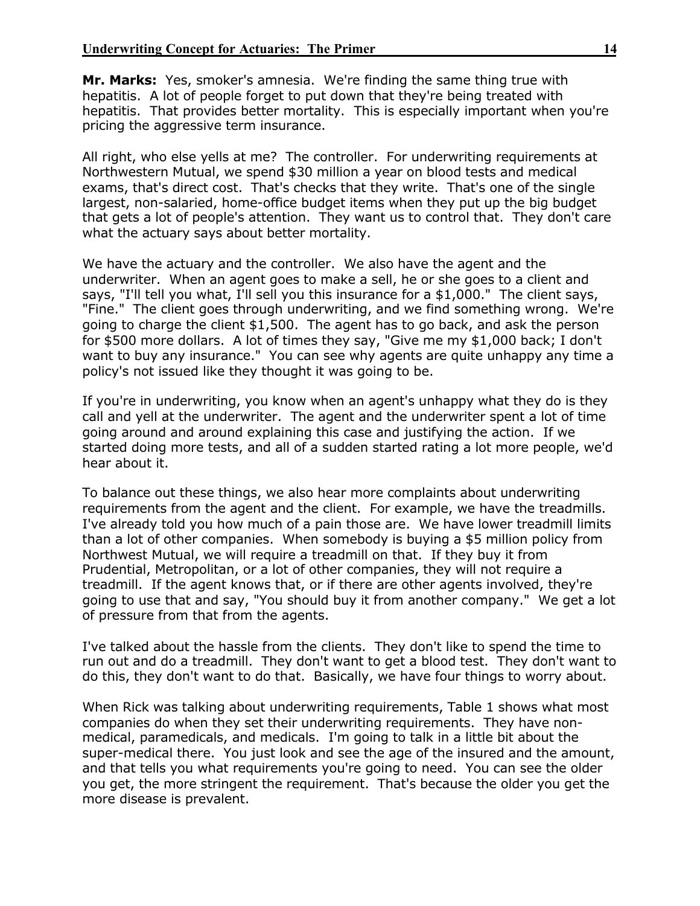**Mr. Marks:** Yes, smoker's amnesia. We're finding the same thing true with hepatitis. A lot of people forget to put down that they're being treated with hepatitis. That provides better mortality. This is especially important when you're pricing the aggressive term insurance.

All right, who else yells at me? The controller. For underwriting requirements at Northwestern Mutual, we spend $30 million a year on blood tests and medical exams, that's direct cost. That's checks that they write. That's one of the single largest, non-salaried, home-office budget items when they put up the big budget that gets a lot of people's attention. They want us to control that. They don't care what the actuary says about better mortality.

We have the actuary and the controller. We also have the agent and the underwriter. When an agent goes to make a sell, he or she goes to a client and says, "I'll tell you what, I'll sell you this insurance for a $1,000." The client says, "Fine." The client goes through underwriting, and we find something wrong. We're going to charge the client $1,500. The agent has to go back, and ask the person for $500 more dollars. A lot of times they say, "Give me my $1,000 back; I don't want to buy any insurance." You can see why agents are quite unhappy any time a policy's not issued like they thought it was going to be.

If you're in underwriting, you know when an agent's unhappy what they do is they call and yell at the underwriter. The agent and the underwriter spent a lot of time going around and around explaining this case and justifying the action. If we started doing more tests, and all of a sudden started rating a lot more people, we'd hear about it.

To balance out these things, we also hear more complaints about underwriting requirements from the agent and the client. For example, we have the treadmills. I've already told you how much of a pain those are. We have lower treadmill limits than a lot of other companies. When somebody is buying a $5 million policy from Northwest Mutual, we will require a treadmill on that. If they buy it from Prudential, Metropolitan, or a lot of other companies, they will not require a treadmill. If the agent knows that, or if there are other agents involved, they're going to use that and say, "You should buy it from another company." We get a lot of pressure from that from the agents.

I've talked about the hassle from the clients. They don't like to spend the time to run out and do a treadmill. They don't want to get a blood test. They don't want to do this, they don't want to do that. Basically, we have four things to worry about.

When Rick was talking about underwriting requirements, Table 1 shows what most companies do when they set their underwriting requirements. They have non-medical, paramedicals, and medicals. I'm going to talk in a little bit about the super-medical there. You just look and see the age of the insured and the amount, and that tells you what requirements you're going to need. You can see the older you get, the more stringent the requirement. That's because the older you get the more disease is prevalent.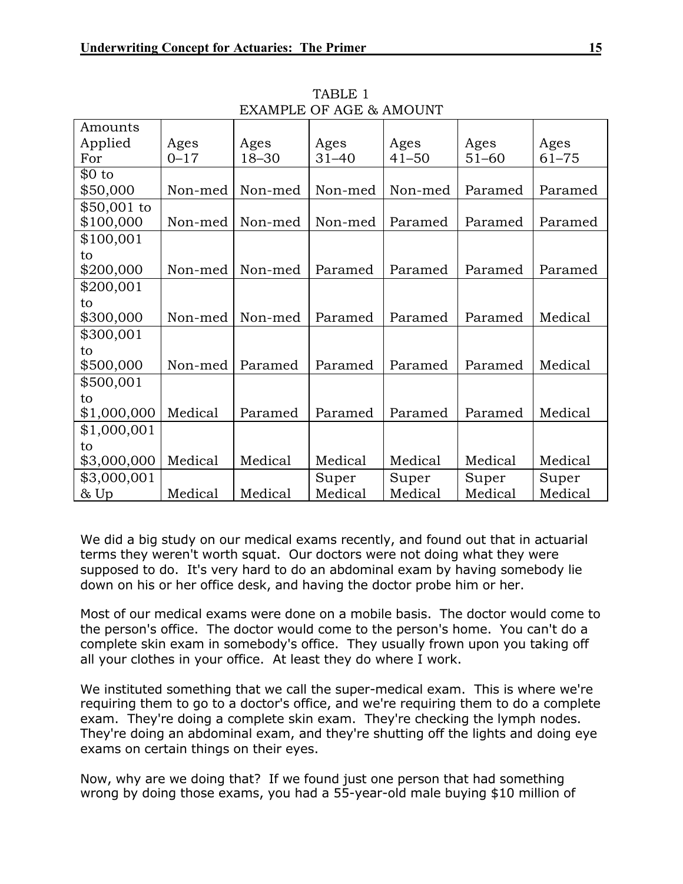TABLE 1
EXAMPLE OF AGE & AMOUNT

| Amounts Applied For | Ages 0–17 | Ages 18–30 | Ages 31–40 | Ages 41–50 | Ages 51–60 | Ages 61–75 |
|---|---|---|---|---|---|---|
| $0 to $50,000 | Non-med | Non-med | Non-med | Non-med | Paramed | Paramed |
| $50,001 to $100,000 | Non-med | Non-med | Non-med | Paramed | Paramed | Paramed |
| $100,001 to $200,000 | Non-med | Non-med | Paramed | Paramed | Paramed | Paramed |
| $200,001 to $300,000 | Non-med | Non-med | Paramed | Paramed | Paramed | Medical |
| $300,001 to $500,000 | Non-med | Paramed | Paramed | Paramed | Paramed | Medical |
| $500,001 to $1,000,000 | Medical | Paramed | Paramed | Paramed | Paramed | Medical |
| $1,000,001 to $3,000,000 | Medical | Medical | Medical | Medical | Medical | Medical |
| $3,000,001 & Up | Medical | Medical | Super Medical | Super Medical | Super Medical | Super Medical |

We did a big study on our medical exams recently, and found out that in actuarial terms they weren't worth squat. Our doctors were not doing what they were supposed to do. It's very hard to do an abdominal exam by having somebody lie down on his or her office desk, and having the doctor probe him or her.

Most of our medical exams were done on a mobile basis. The doctor would come to the person's office. The doctor would come to the person's home. You can't do a complete skin exam in somebody's office. They usually frown upon you taking off all your clothes in your office. At least they do where I work.

We instituted something that we call the super-medical exam. This is where we're requiring them to go to a doctor's office, and we're requiring them to do a complete exam. They're doing a complete skin exam. They're checking the lymph nodes. They're doing an abdominal exam, and they're shutting off the lights and doing eye exams on certain things on their eyes.

Now, why are we doing that? If we found just one person that had something wrong by doing those exams, you had a 55-year-old male buying $10 million of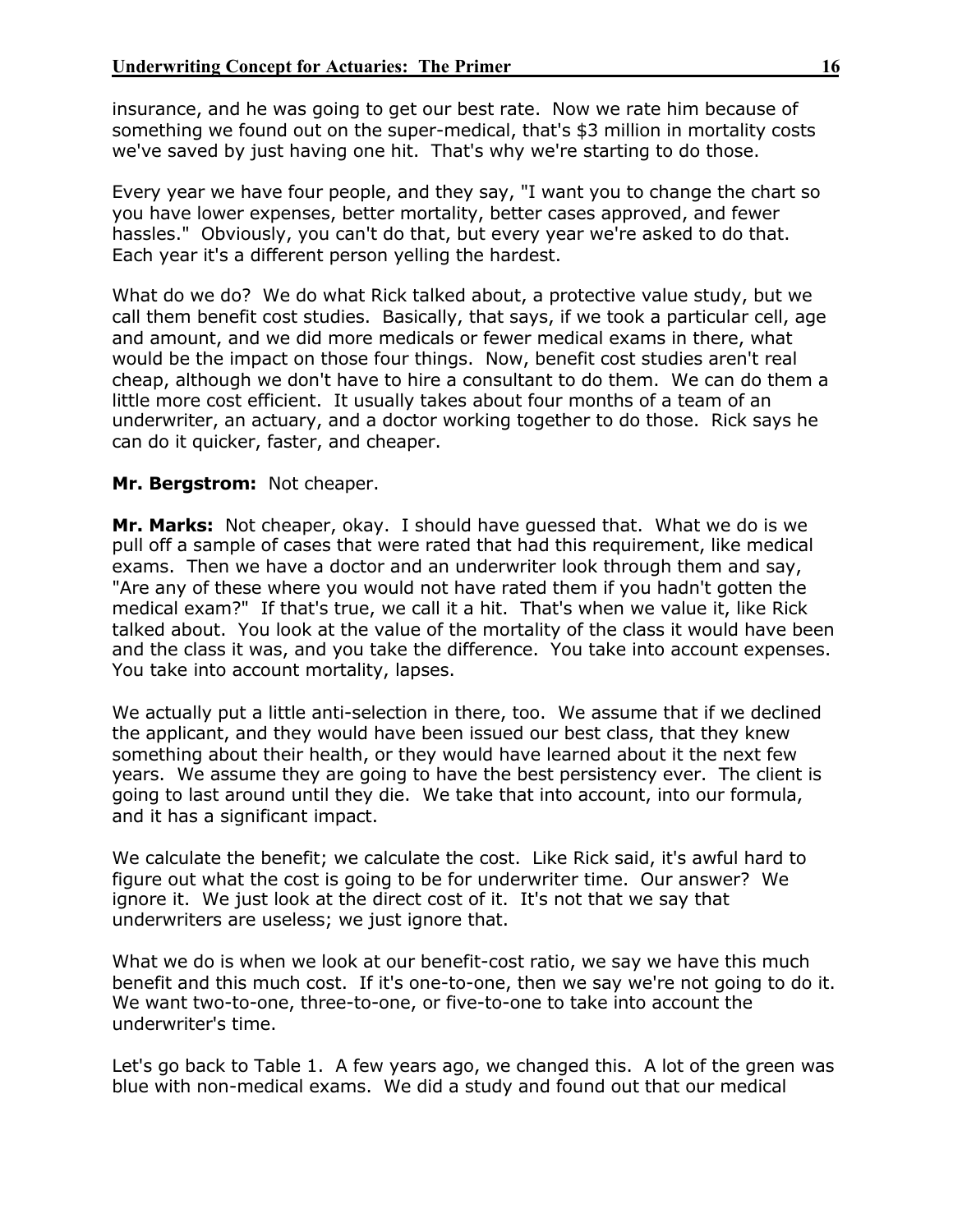insurance, and he was going to get our best rate. Now we rate him because of something we found out on the super-medical, that's $3 million in mortality costs we've saved by just having one hit. That's why we're starting to do those.

Every year we have four people, and they say, "I want you to change the chart so you have lower expenses, better mortality, better cases approved, and fewer hassles." Obviously, you can't do that, but every year we're asked to do that. Each year it's a different person yelling the hardest.

What do we do? We do what Rick talked about, a protective value study, but we call them benefit cost studies. Basically, that says, if we took a particular cell, age and amount, and we did more medicals or fewer medical exams in there, what would be the impact on those four things. Now, benefit cost studies aren't real cheap, although we don't have to hire a consultant to do them. We can do them a little more cost efficient. It usually takes about four months of a team of an underwriter, an actuary, and a doctor working together to do those. Rick says he can do it quicker, faster, and cheaper.

**Mr. Bergstrom:** Not cheaper.

**Mr. Marks:** Not cheaper, okay. I should have guessed that. What we do is we pull off a sample of cases that were rated that had this requirement, like medical exams. Then we have a doctor and an underwriter look through them and say, "Are any of these where you would not have rated them if you hadn't gotten the medical exam?" If that's true, we call it a hit. That's when we value it, like Rick talked about. You look at the value of the mortality of the class it would have been and the class it was, and you take the difference. You take into account expenses. You take into account mortality, lapses.

We actually put a little anti-selection in there, too. We assume that if we declined the applicant, and they would have been issued our best class, that they knew something about their health, or they would have learned about it the next few years. We assume they are going to have the best persistency ever. The client is going to last around until they die. We take that into account, into our formula, and it has a significant impact.

We calculate the benefit; we calculate the cost. Like Rick said, it's awful hard to figure out what the cost is going to be for underwriter time. Our answer? We ignore it. We just look at the direct cost of it. It's not that we say that underwriters are useless; we just ignore that.

What we do is when we look at our benefit-cost ratio, we say we have this much benefit and this much cost. If it's one-to-one, then we say we're not going to do it. We want two-to-one, three-to-one, or five-to-one to take into account the underwriter's time.

Let's go back to Table 1. A few years ago, we changed this. A lot of the green was blue with non-medical exams. We did a study and found out that our medical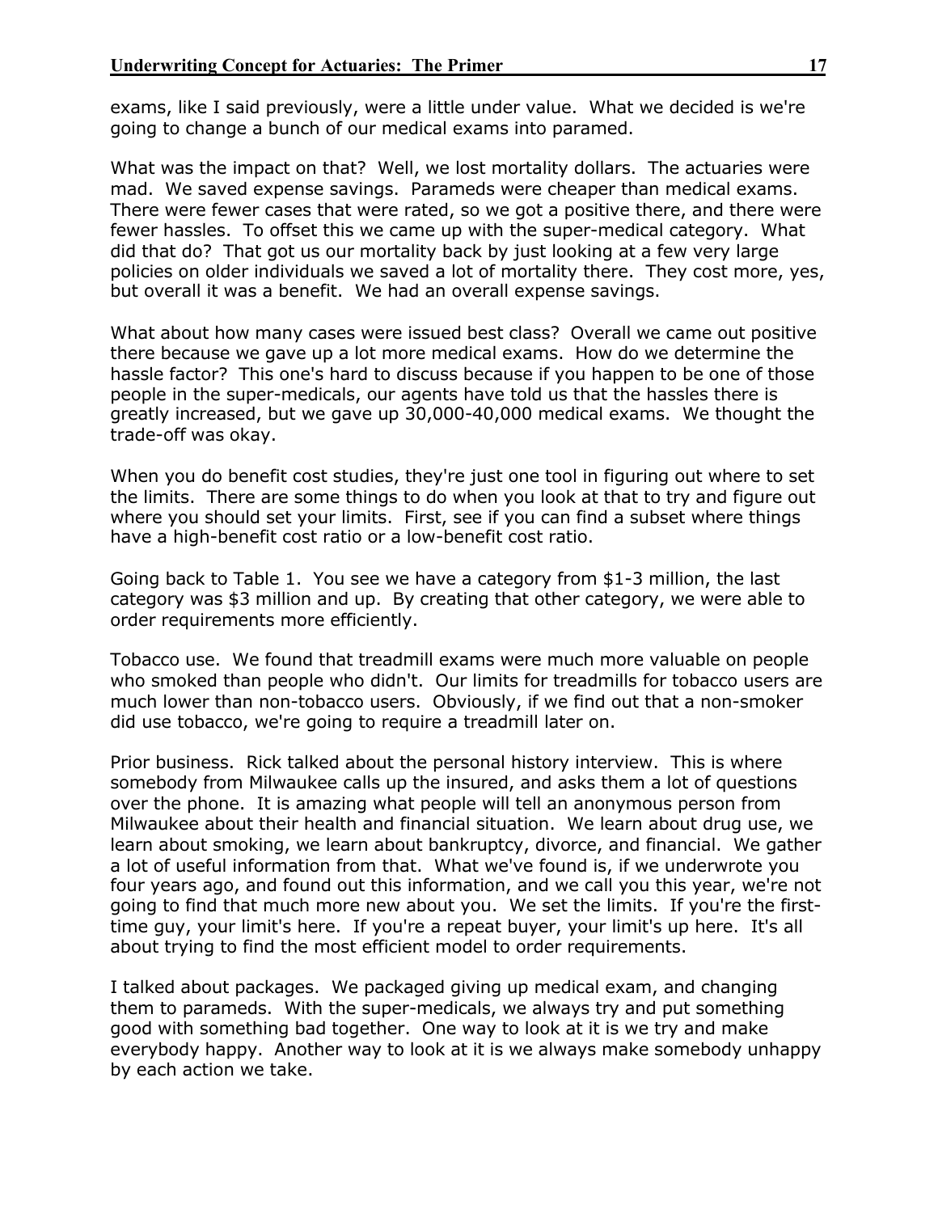exams, like I said previously, were a little under value. What we decided is we're going to change a bunch of our medical exams into paramed.

What was the impact on that? Well, we lost mortality dollars. The actuaries were mad. We saved expense savings. Parameds were cheaper than medical exams. There were fewer cases that were rated, so we got a positive there, and there were fewer hassles. To offset this we came up with the super-medical category. What did that do? That got us our mortality back by just looking at a few very large policies on older individuals we saved a lot of mortality there. They cost more, yes, but overall it was a benefit. We had an overall expense savings.

What about how many cases were issued best class? Overall we came out positive there because we gave up a lot more medical exams. How do we determine the hassle factor? This one's hard to discuss because if you happen to be one of those people in the super-medicals, our agents have told us that the hassles there is greatly increased, but we gave up 30,000-40,000 medical exams. We thought the trade-off was okay.

When you do benefit cost studies, they're just one tool in figuring out where to set the limits. There are some things to do when you look at that to try and figure out where you should set your limits. First, see if you can find a subset where things have a high-benefit cost ratio or a low-benefit cost ratio.

Going back to Table 1. You see we have a category from $1-3 million, the last category was $3 million and up. By creating that other category, we were able to order requirements more efficiently.

Tobacco use. We found that treadmill exams were much more valuable on people who smoked than people who didn't. Our limits for treadmills for tobacco users are much lower than non-tobacco users. Obviously, if we find out that a non-smoker did use tobacco, we're going to require a treadmill later on.

Prior business. Rick talked about the personal history interview. This is where somebody from Milwaukee calls up the insured, and asks them a lot of questions over the phone. It is amazing what people will tell an anonymous person from Milwaukee about their health and financial situation. We learn about drug use, we learn about smoking, we learn about bankruptcy, divorce, and financial. We gather a lot of useful information from that. What we've found is, if we underwrote you four years ago, and found out this information, and we call you this year, we're not going to find that much more new about you. We set the limits. If you're the first-time guy, your limit's here. If you're a repeat buyer, your limit's up here. It's all about trying to find the most efficient model to order requirements.

I talked about packages. We packaged giving up medical exam, and changing them to parameds. With the super-medicals, we always try and put something good with something bad together. One way to look at it is we try and make everybody happy. Another way to look at it is we always make somebody unhappy by each action we take.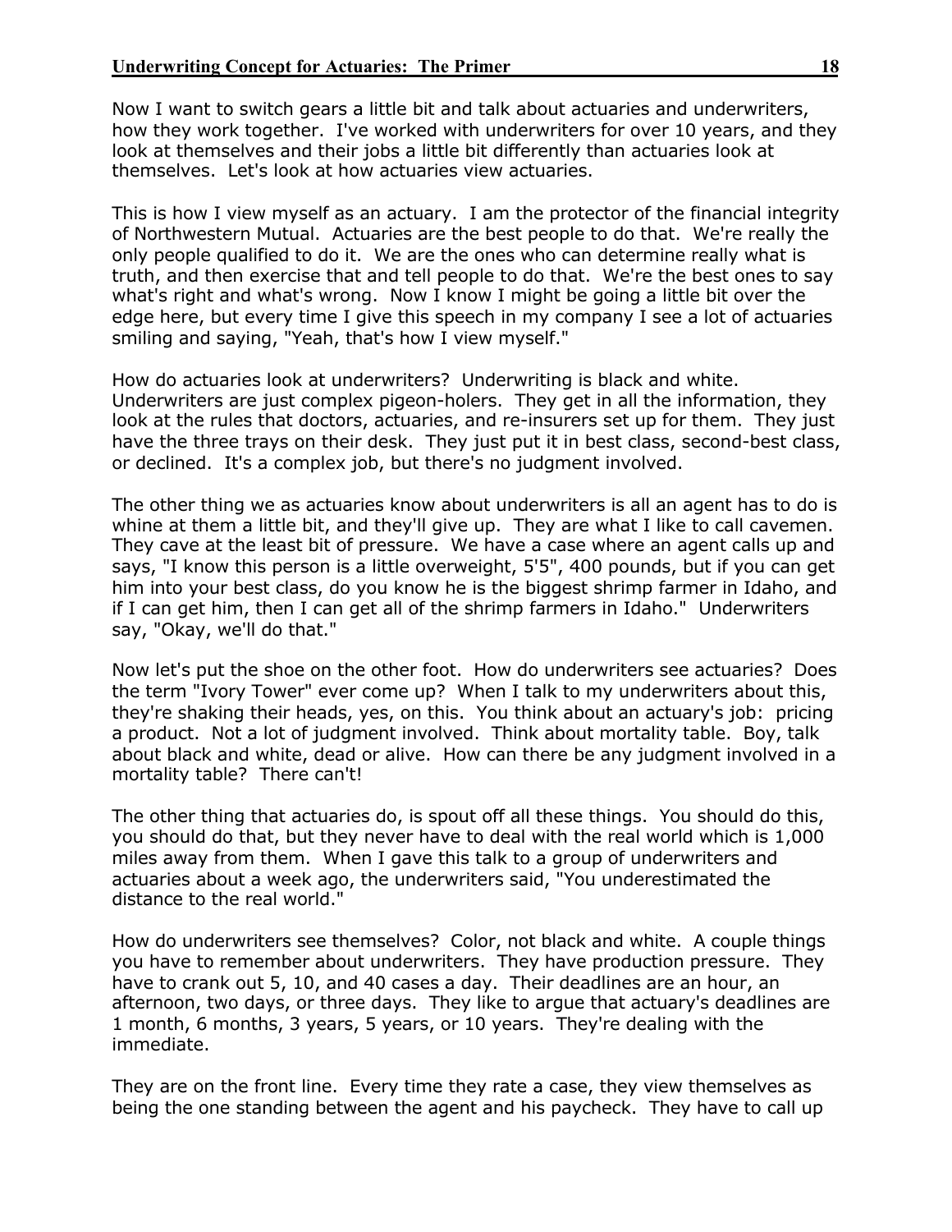Now I want to switch gears a little bit and talk about actuaries and underwriters, how they work together. I've worked with underwriters for over 10 years, and they look at themselves and their jobs a little bit differently than actuaries look at themselves. Let's look at how actuaries view actuaries.

This is how I view myself as an actuary. I am the protector of the financial integrity of Northwestern Mutual. Actuaries are the best people to do that. We're really the only people qualified to do it. We are the ones who can determine really what is truth, and then exercise that and tell people to do that. We're the best ones to say what's right and what's wrong. Now I know I might be going a little bit over the edge here, but every time I give this speech in my company I see a lot of actuaries smiling and saying, "Yeah, that's how I view myself."

How do actuaries look at underwriters? Underwriting is black and white. Underwriters are just complex pigeon-holers. They get in all the information, they look at the rules that doctors, actuaries, and re-insurers set up for them. They just have the three trays on their desk. They just put it in best class, second-best class, or declined. It's a complex job, but there's no judgment involved.

The other thing we as actuaries know about underwriters is all an agent has to do is whine at them a little bit, and they'll give up. They are what I like to call cavemen. They cave at the least bit of pressure. We have a case where an agent calls up and says, "I know this person is a little overweight, 5'5", 400 pounds, but if you can get him into your best class, do you know he is the biggest shrimp farmer in Idaho, and if I can get him, then I can get all of the shrimp farmers in Idaho." Underwriters say, "Okay, we'll do that."

Now let's put the shoe on the other foot. How do underwriters see actuaries? Does the term "Ivory Tower" ever come up? When I talk to my underwriters about this, they're shaking their heads, yes, on this. You think about an actuary's job: pricing a product. Not a lot of judgment involved. Think about mortality table. Boy, talk about black and white, dead or alive. How can there be any judgment involved in a mortality table? There can't!

The other thing that actuaries do, is spout off all these things. You should do this, you should do that, but they never have to deal with the real world which is 1,000 miles away from them. When I gave this talk to a group of underwriters and actuaries about a week ago, the underwriters said, "You underestimated the distance to the real world."

How do underwriters see themselves? Color, not black and white. A couple things you have to remember about underwriters. They have production pressure. They have to crank out 5, 10, and 40 cases a day. Their deadlines are an hour, an afternoon, two days, or three days. They like to argue that actuary's deadlines are 1 month, 6 months, 3 years, 5 years, or 10 years. They're dealing with the immediate.

They are on the front line. Every time they rate a case, they view themselves as being the one standing between the agent and his paycheck. They have to call up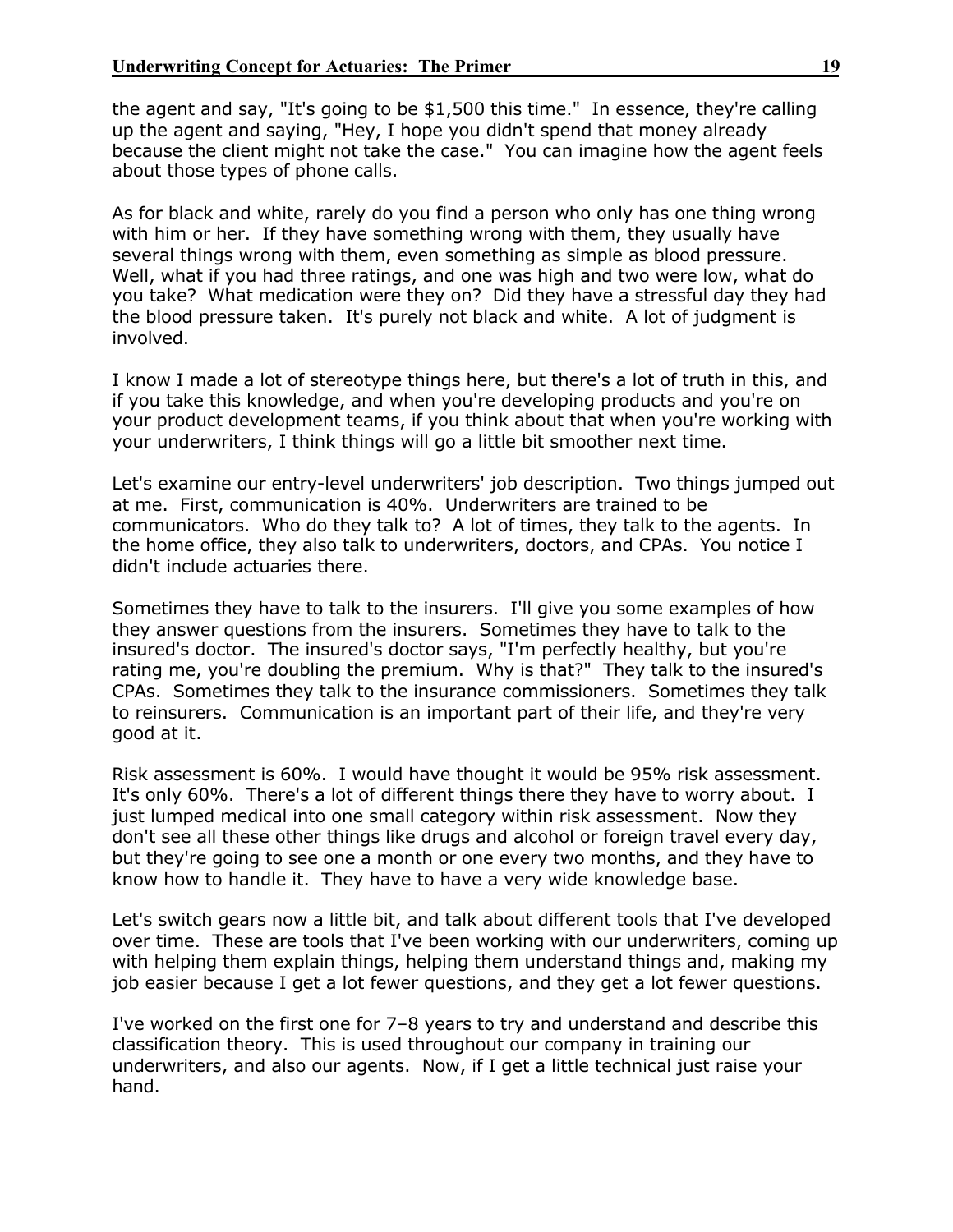the agent and say, "It's going to be $1,500 this time." In essence, they're calling up the agent and saying, "Hey, I hope you didn't spend that money already because the client might not take the case." You can imagine how the agent feels about those types of phone calls.

As for black and white, rarely do you find a person who only has one thing wrong with him or her. If they have something wrong with them, they usually have several things wrong with them, even something as simple as blood pressure. Well, what if you had three ratings, and one was high and two were low, what do you take? What medication were they on? Did they have a stressful day they had the blood pressure taken. It's purely not black and white. A lot of judgment is involved.

I know I made a lot of stereotype things here, but there's a lot of truth in this, and if you take this knowledge, and when you're developing products and you're on your product development teams, if you think about that when you're working with your underwriters, I think things will go a little bit smoother next time.

Let's examine our entry-level underwriters' job description. Two things jumped out at me. First, communication is 40%. Underwriters are trained to be communicators. Who do they talk to? A lot of times, they talk to the agents. In the home office, they also talk to underwriters, doctors, and CPAs. You notice I didn't include actuaries there.

Sometimes they have to talk to the insurers. I'll give you some examples of how they answer questions from the insurers. Sometimes they have to talk to the insured's doctor. The insured's doctor says, "I'm perfectly healthy, but you're rating me, you're doubling the premium. Why is that?" They talk to the insured's CPAs. Sometimes they talk to the insurance commissioners. Sometimes they talk to reinsurers. Communication is an important part of their life, and they're very good at it.

Risk assessment is 60%. I would have thought it would be 95% risk assessment. It's only 60%. There's a lot of different things there they have to worry about. I just lumped medical into one small category within risk assessment. Now they don't see all these other things like drugs and alcohol or foreign travel every day, but they're going to see one a month or one every two months, and they have to know how to handle it. They have to have a very wide knowledge base.

Let's switch gears now a little bit, and talk about different tools that I've developed over time. These are tools that I've been working with our underwriters, coming up with helping them explain things, helping them understand things and, making my job easier because I get a lot fewer questions, and they get a lot fewer questions.

I've worked on the first one for 7–8 years to try and understand and describe this classification theory. This is used throughout our company in training our underwriters, and also our agents. Now, if I get a little technical just raise your hand.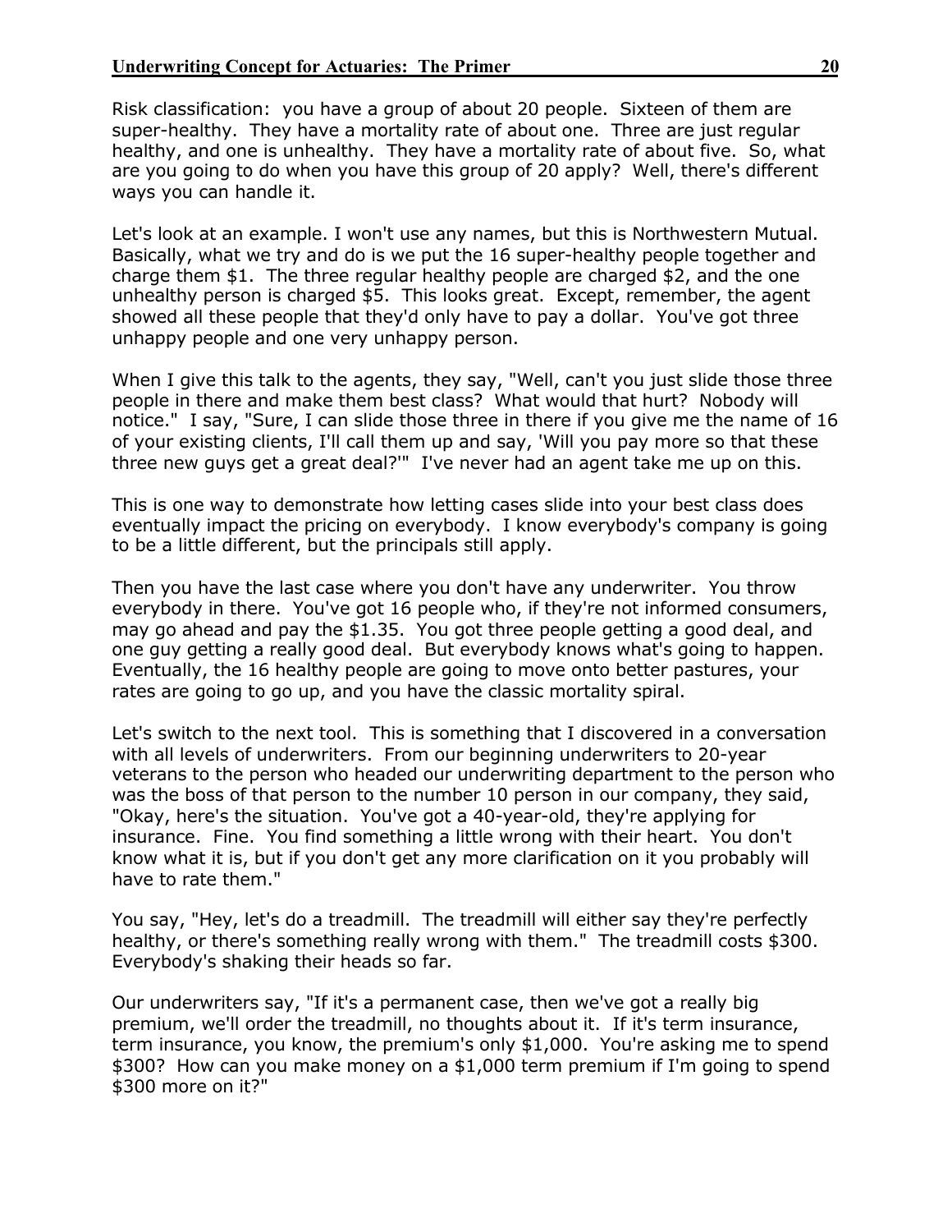Risk classification: you have a group of about 20 people. Sixteen of them are super-healthy. They have a mortality rate of about one. Three are just regular healthy, and one is unhealthy. They have a mortality rate of about five. So, what are you going to do when you have this group of 20 apply? Well, there's different ways you can handle it.

Let's look at an example. I won't use any names, but this is Northwestern Mutual. Basically, what we try and do is we put the 16 super-healthy people together and charge them $1. The three regular healthy people are charged $2, and the one unhealthy person is charged $5. This looks great. Except, remember, the agent showed all these people that they'd only have to pay a dollar. You've got three unhappy people and one very unhappy person.

When I give this talk to the agents, they say, "Well, can't you just slide those three people in there and make them best class? What would that hurt? Nobody will notice." I say, "Sure, I can slide those three in there if you give me the name of 16 of your existing clients, I'll call them up and say, 'Will you pay more so that these three new guys get a great deal?'" I've never had an agent take me up on this.

This is one way to demonstrate how letting cases slide into your best class does eventually impact the pricing on everybody. I know everybody's company is going to be a little different, but the principals still apply.

Then you have the last case where you don't have any underwriter. You throw everybody in there. You've got 16 people who, if they're not informed consumers, may go ahead and pay the $1.35. You got three people getting a good deal, and one guy getting a really good deal. But everybody knows what's going to happen. Eventually, the 16 healthy people are going to move onto better pastures, your rates are going to go up, and you have the classic mortality spiral.

Let's switch to the next tool. This is something that I discovered in a conversation with all levels of underwriters. From our beginning underwriters to 20-year veterans to the person who headed our underwriting department to the person who was the boss of that person to the number 10 person in our company, they said, "Okay, here's the situation. You've got a 40-year-old, they're applying for insurance. Fine. You find something a little wrong with their heart. You don't know what it is, but if you don't get any more clarification on it you probably will have to rate them."

You say, "Hey, let's do a treadmill. The treadmill will either say they're perfectly healthy, or there's something really wrong with them." The treadmill costs $300. Everybody's shaking their heads so far.

Our underwriters say, "If it's a permanent case, then we've got a really big premium, we'll order the treadmill, no thoughts about it. If it's term insurance, term insurance, you know, the premium's only $1,000. You're asking me to spend $300? How can you make money on a $1,000 term premium if I'm going to spend $300 more on it?"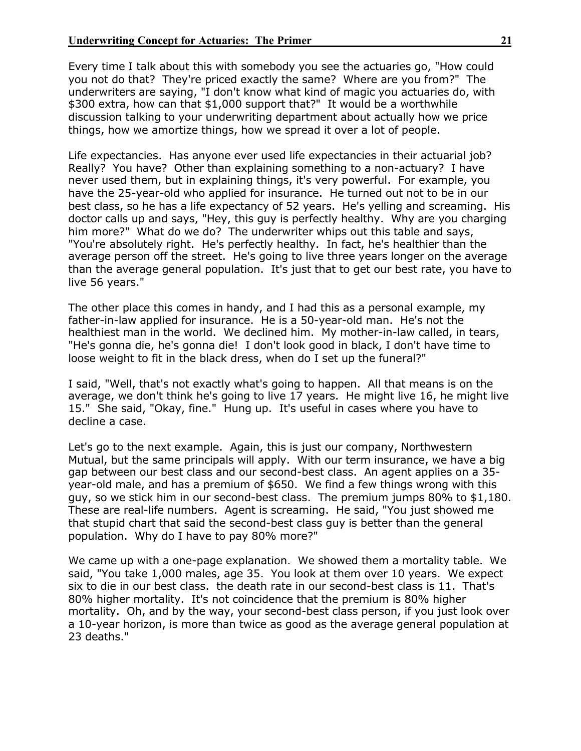Every time I talk about this with somebody you see the actuaries go, "How could you not do that? They're priced exactly the same? Where are you from?" The underwriters are saying, "I don't know what kind of magic you actuaries do, with $300 extra, how can that $1,000 support that?" It would be a worthwhile discussion talking to your underwriting department about actually how we price things, how we amortize things, how we spread it over a lot of people.

Life expectancies. Has anyone ever used life expectancies in their actuarial job? Really? You have? Other than explaining something to a non-actuary? I have never used them, but in explaining things, it's very powerful. For example, you have the 25-year-old who applied for insurance. He turned out not to be in our best class, so he has a life expectancy of 52 years. He's yelling and screaming. His doctor calls up and says, "Hey, this guy is perfectly healthy. Why are you charging him more?" What do we do? The underwriter whips out this table and says, "You're absolutely right. He's perfectly healthy. In fact, he's healthier than the average person off the street. He's going to live three years longer on the average than the average general population. It's just that to get our best rate, you have to live 56 years."

The other place this comes in handy, and I had this as a personal example, my father-in-law applied for insurance. He is a 50-year-old man. He's not the healthiest man in the world. We declined him. My mother-in-law called, in tears, "He's gonna die, he's gonna die! I don't look good in black, I don't have time to loose weight to fit in the black dress, when do I set up the funeral?"

I said, "Well, that's not exactly what's going to happen. All that means is on the average, we don't think he's going to live 17 years. He might live 16, he might live 15." She said, "Okay, fine." Hung up. It's useful in cases where you have to decline a case.

Let's go to the next example. Again, this is just our company, Northwestern Mutual, but the same principals will apply. With our term insurance, we have a big gap between our best class and our second-best class. An agent applies on a 35-year-old male, and has a premium of $650. We find a few things wrong with this guy, so we stick him in our second-best class. The premium jumps 80% to $1,180. These are real-life numbers. Agent is screaming. He said, "You just showed me that stupid chart that said the second-best class guy is better than the general population. Why do I have to pay 80% more?"

We came up with a one-page explanation. We showed them a mortality table. We said, "You take 1,000 males, age 35. You look at them over 10 years. We expect six to die in our best class. the death rate in our second-best class is 11. That's 80% higher mortality. It's not coincidence that the premium is 80% higher mortality. Oh, and by the way, your second-best class person, if you just look over a 10-year horizon, is more than twice as good as the average general population at 23 deaths."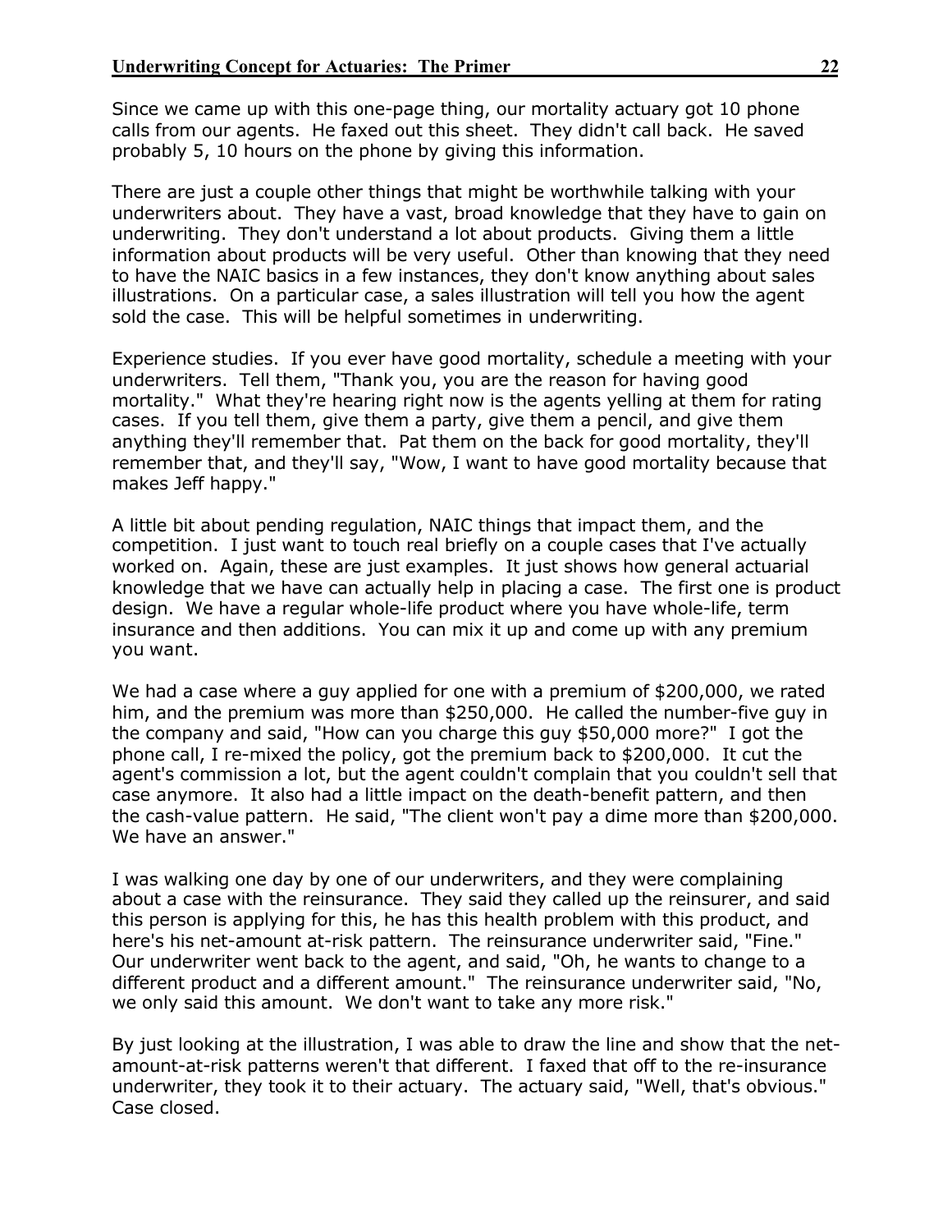Since we came up with this one-page thing, our mortality actuary got 10 phone calls from our agents. He faxed out this sheet. They didn't call back. He saved probably 5, 10 hours on the phone by giving this information.

There are just a couple other things that might be worthwhile talking with your underwriters about. They have a vast, broad knowledge that they have to gain on underwriting. They don't understand a lot about products. Giving them a little information about products will be very useful. Other than knowing that they need to have the NAIC basics in a few instances, they don't know anything about sales illustrations. On a particular case, a sales illustration will tell you how the agent sold the case. This will be helpful sometimes in underwriting.

Experience studies. If you ever have good mortality, schedule a meeting with your underwriters. Tell them, "Thank you, you are the reason for having good mortality." What they're hearing right now is the agents yelling at them for rating cases. If you tell them, give them a party, give them a pencil, and give them anything they'll remember that. Pat them on the back for good mortality, they'll remember that, and they'll say, "Wow, I want to have good mortality because that makes Jeff happy."

A little bit about pending regulation, NAIC things that impact them, and the competition. I just want to touch real briefly on a couple cases that I've actually worked on. Again, these are just examples. It just shows how general actuarial knowledge that we have can actually help in placing a case. The first one is product design. We have a regular whole-life product where you have whole-life, term insurance and then additions. You can mix it up and come up with any premium you want.

We had a case where a guy applied for one with a premium of $200,000, we rated him, and the premium was more than $250,000. He called the number-five guy in the company and said, "How can you charge this guy $50,000 more?" I got the phone call, I re-mixed the policy, got the premium back to $200,000. It cut the agent's commission a lot, but the agent couldn't complain that you couldn't sell that case anymore. It also had a little impact on the death-benefit pattern, and then the cash-value pattern. He said, "The client won't pay a dime more than $200,000. We have an answer."

I was walking one day by one of our underwriters, and they were complaining about a case with the reinsurance. They said they called up the reinsurer, and said this person is applying for this, he has this health problem with this product, and here's his net-amount at-risk pattern. The reinsurance underwriter said, "Fine." Our underwriter went back to the agent, and said, "Oh, he wants to change to a different product and a different amount." The reinsurance underwriter said, "No, we only said this amount. We don't want to take any more risk."

By just looking at the illustration, I was able to draw the line and show that the net-amount-at-risk patterns weren't that different. I faxed that off to the re-insurance underwriter, they took it to their actuary. The actuary said, "Well, that's obvious." Case closed.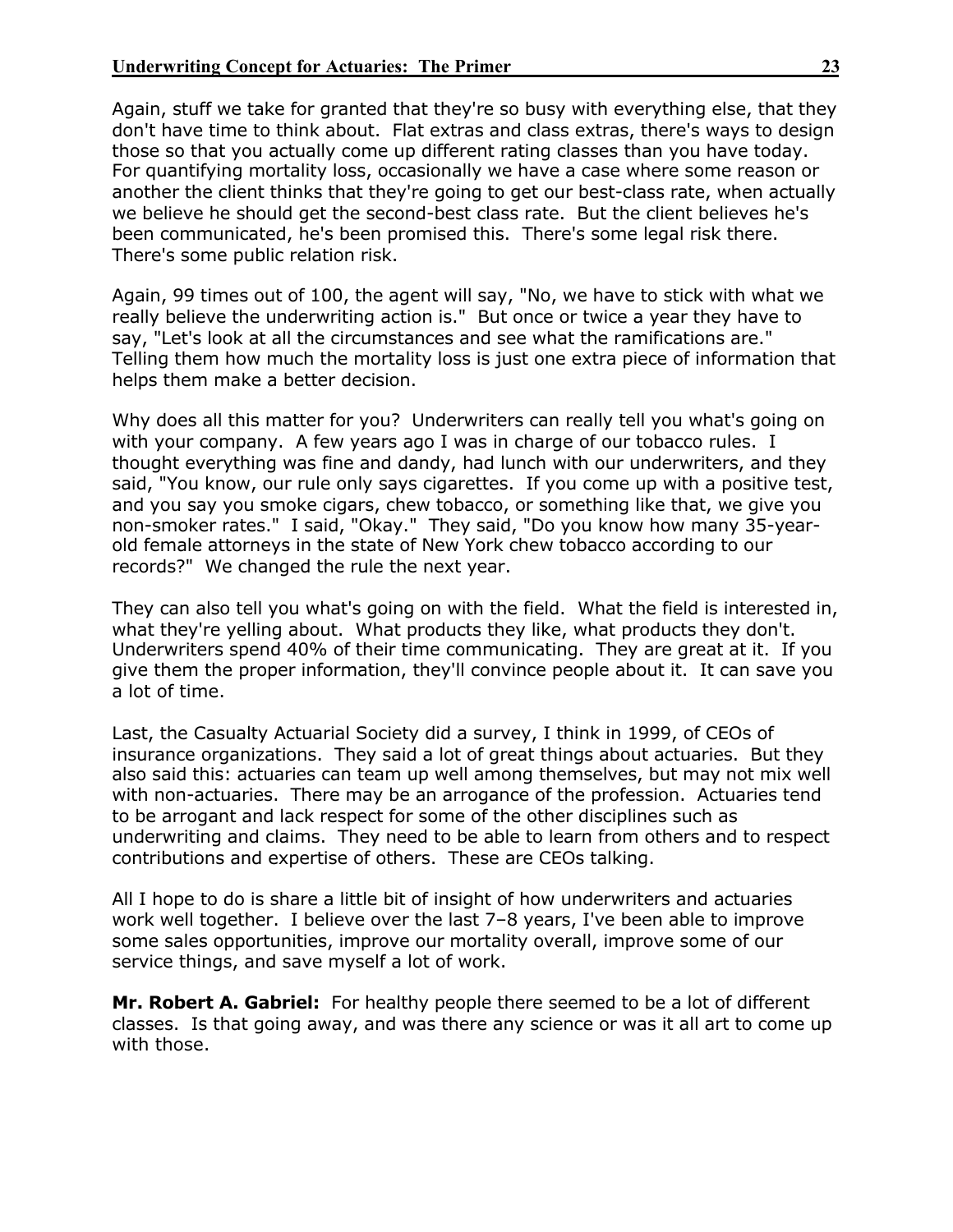Again, stuff we take for granted that they're so busy with everything else, that they don't have time to think about. Flat extras and class extras, there's ways to design those so that you actually come up different rating classes than you have today. For quantifying mortality loss, occasionally we have a case where some reason or another the client thinks that they're going to get our best-class rate, when actually we believe he should get the second-best class rate. But the client believes he's been communicated, he's been promised this. There's some legal risk there. There's some public relation risk.

Again, 99 times out of 100, the agent will say, "No, we have to stick with what we really believe the underwriting action is." But once or twice a year they have to say, "Let's look at all the circumstances and see what the ramifications are." Telling them how much the mortality loss is just one extra piece of information that helps them make a better decision.

Why does all this matter for you? Underwriters can really tell you what's going on with your company. A few years ago I was in charge of our tobacco rules. I thought everything was fine and dandy, had lunch with our underwriters, and they said, "You know, our rule only says cigarettes. If you come up with a positive test, and you say you smoke cigars, chew tobacco, or something like that, we give you non-smoker rates." I said, "Okay." They said, "Do you know how many 35-year-old female attorneys in the state of New York chew tobacco according to our records?" We changed the rule the next year.

They can also tell you what's going on with the field. What the field is interested in, what they're yelling about. What products they like, what products they don't. Underwriters spend 40% of their time communicating. They are great at it. If you give them the proper information, they'll convince people about it. It can save you a lot of time.

Last, the Casualty Actuarial Society did a survey, I think in 1999, of CEOs of insurance organizations. They said a lot of great things about actuaries. But they also said this: actuaries can team up well among themselves, but may not mix well with non-actuaries. There may be an arrogance of the profession. Actuaries tend to be arrogant and lack respect for some of the other disciplines such as underwriting and claims. They need to be able to learn from others and to respect contributions and expertise of others. These are CEOs talking.

All I hope to do is share a little bit of insight of how underwriters and actuaries work well together. I believe over the last 7–8 years, I've been able to improve some sales opportunities, improve our mortality overall, improve some of our service things, and save myself a lot of work.

**Mr. Robert A. Gabriel:** For healthy people there seemed to be a lot of different classes. Is that going away, and was there any science or was it all art to come up with those.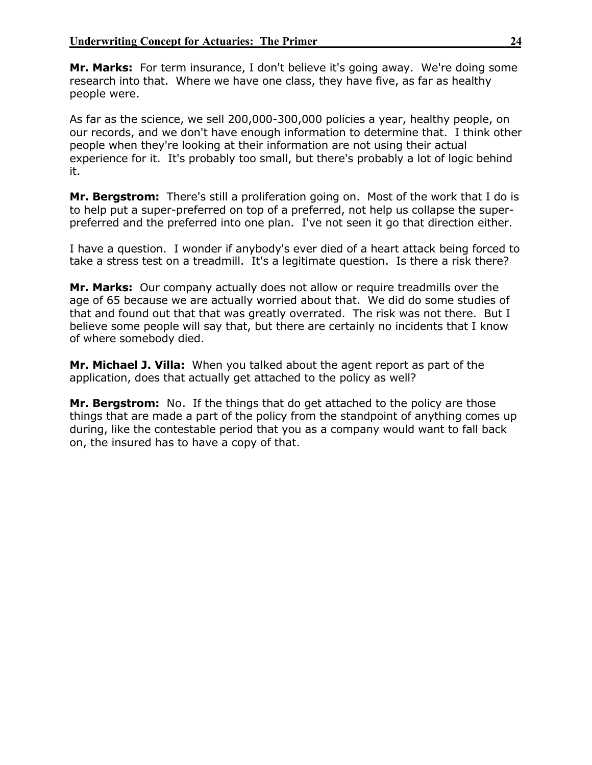**Mr. Marks:** For term insurance, I don't believe it's going away. We're doing some research into that. Where we have one class, they have five, as far as healthy people were.

As far as the science, we sell 200,000-300,000 policies a year, healthy people, on our records, and we don't have enough information to determine that. I think other people when they're looking at their information are not using their actual experience for it. It's probably too small, but there's probably a lot of logic behind it.

**Mr. Bergstrom:** There's still a proliferation going on. Most of the work that I do is to help put a super-preferred on top of a preferred, not help us collapse the super-preferred and the preferred into one plan. I've not seen it go that direction either.

I have a question. I wonder if anybody's ever died of a heart attack being forced to take a stress test on a treadmill. It's a legitimate question. Is there a risk there?

**Mr. Marks:** Our company actually does not allow or require treadmills over the age of 65 because we are actually worried about that. We did do some studies of that and found out that that was greatly overrated. The risk was not there. But I believe some people will say that, but there are certainly no incidents that I know of where somebody died.

**Mr. Michael J. Villa:** When you talked about the agent report as part of the application, does that actually get attached to the policy as well?

**Mr. Bergstrom:** No. If the things that do get attached to the policy are those things that are made a part of the policy from the standpoint of anything comes up during, like the contestable period that you as a company would want to fall back on, the insured has to have a copy of that.